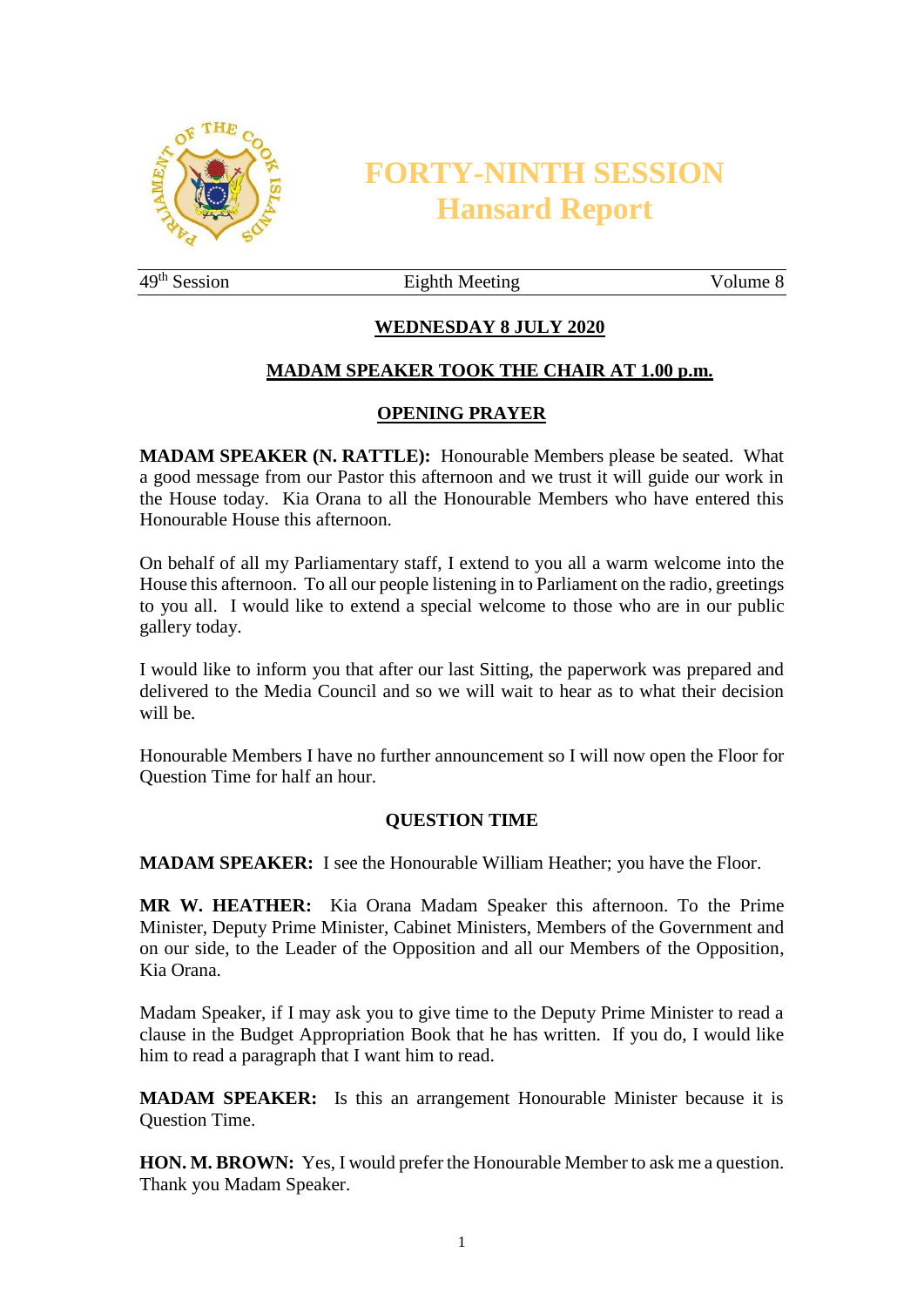# FORTY-NINTH SESSION
# Hansard Report

49th Session | Eighth Meeting | Volume 8

## WEDNESDAY 8 JULY 2020

### MADAM SPEAKER TOOK THE CHAIR AT 1.00 p.m.

### OPENING PRAYER

**MADAM SPEAKER (N. RATTLE):** Honourable Members please be seated. What a good message from our Pastor this afternoon and we trust it will guide our work in the House today. Kia Orana to all the Honourable Members who have entered this Honourable House this afternoon.

On behalf of all my Parliamentary staff, I extend to you all a warm welcome into the House this afternoon. To all our people listening in to Parliament on the radio, greetings to you all. I would like to extend a special welcome to those who are in our public gallery today.

I would like to inform you that after our last Sitting, the paperwork was prepared and delivered to the Media Council and so we will wait to hear as to what their decision will be.

Honourable Members I have no further announcement so I will now open the Floor for Question Time for half an hour.

### QUESTION TIME

**MADAM SPEAKER:** I see the Honourable William Heather; you have the Floor.

**MR W. HEATHER:** Kia Orana Madam Speaker this afternoon. To the Prime Minister, Deputy Prime Minister, Cabinet Ministers, Members of the Government and on our side, to the Leader of the Opposition and all our Members of the Opposition, Kia Orana.

Madam Speaker, if I may ask you to give time to the Deputy Prime Minister to read a clause in the Budget Appropriation Book that he has written. If you do, I would like him to read a paragraph that I want him to read.

**MADAM SPEAKER:** Is this an arrangement Honourable Minister because it is Question Time.

**HON. M. BROWN:** Yes, I would prefer the Honourable Member to ask me a question. Thank you Madam Speaker.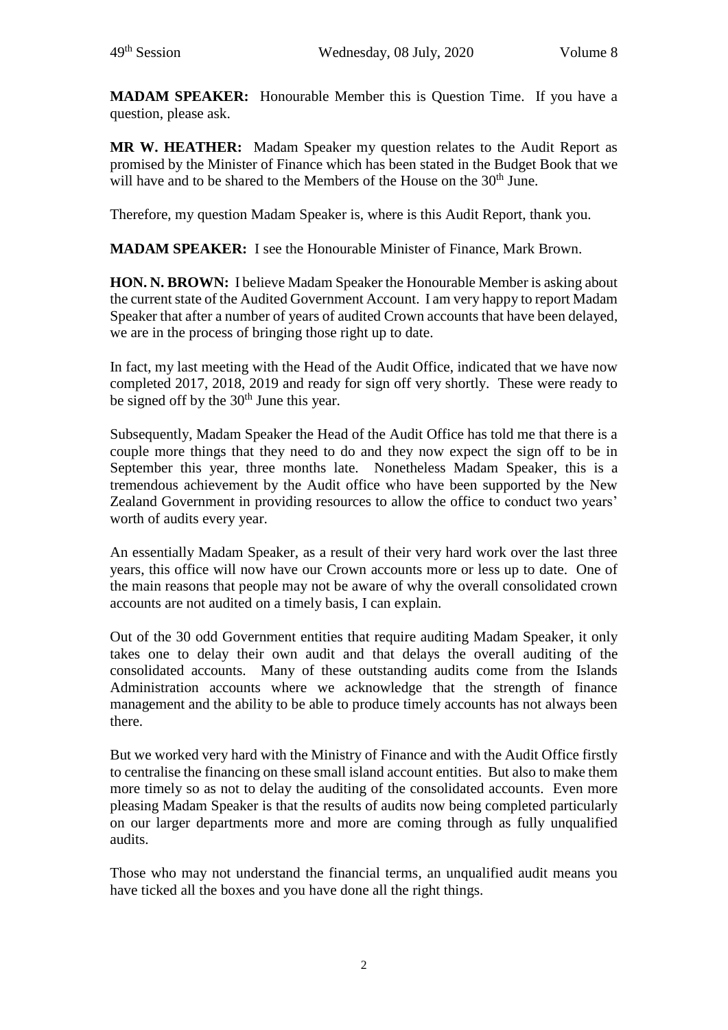**MADAM SPEAKER:** Honourable Member this is Question Time. If you have a question, please ask.

**MR W. HEATHER:** Madam Speaker my question relates to the Audit Report as promised by the Minister of Finance which has been stated in the Budget Book that we will have and to be shared to the Members of the House on the 30th June.

Therefore, my question Madam Speaker is, where is this Audit Report, thank you.

**MADAM SPEAKER:** I see the Honourable Minister of Finance, Mark Brown.

**HON. N. BROWN:** I believe Madam Speaker the Honourable Member is asking about the current state of the Audited Government Account. I am very happy to report Madam Speaker that after a number of years of audited Crown accounts that have been delayed, we are in the process of bringing those right up to date.

In fact, my last meeting with the Head of the Audit Office, indicated that we have now completed 2017, 2018, 2019 and ready for sign off very shortly. These were ready to be signed off by the 30th June this year.

Subsequently, Madam Speaker the Head of the Audit Office has told me that there is a couple more things that they need to do and they now expect the sign off to be in September this year, three months late. Nonetheless Madam Speaker, this is a tremendous achievement by the Audit office who have been supported by the New Zealand Government in providing resources to allow the office to conduct two years' worth of audits every year.

An essentially Madam Speaker, as a result of their very hard work over the last three years, this office will now have our Crown accounts more or less up to date. One of the main reasons that people may not be aware of why the overall consolidated crown accounts are not audited on a timely basis, I can explain.

Out of the 30 odd Government entities that require auditing Madam Speaker, it only takes one to delay their own audit and that delays the overall auditing of the consolidated accounts. Many of these outstanding audits come from the Islands Administration accounts where we acknowledge that the strength of finance management and the ability to be able to produce timely accounts has not always been there.

But we worked very hard with the Ministry of Finance and with the Audit Office firstly to centralise the financing on these small island account entities. But also to make them more timely so as not to delay the auditing of the consolidated accounts. Even more pleasing Madam Speaker is that the results of audits now being completed particularly on our larger departments more and more are coming through as fully unqualified audits.

Those who may not understand the financial terms, an unqualified audit means you have ticked all the boxes and you have done all the right things.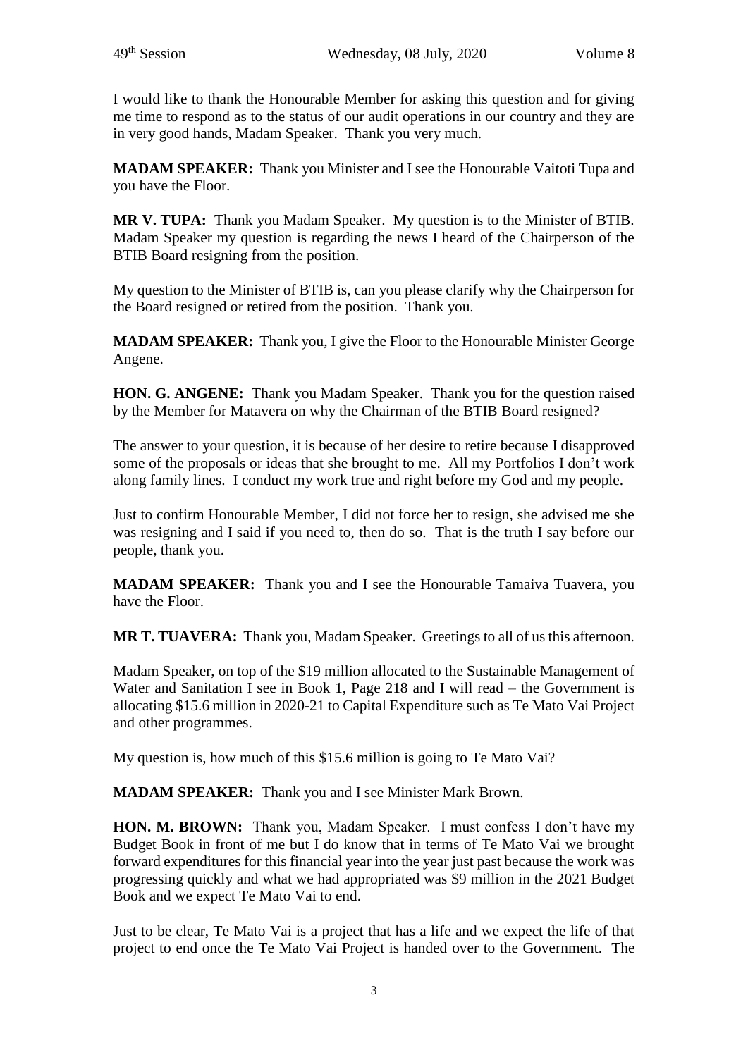I would like to thank the Honourable Member for asking this question and for giving me time to respond as to the status of our audit operations in our country and they are in very good hands, Madam Speaker. Thank you very much.

**MADAM SPEAKER:** Thank you Minister and I see the Honourable Vaitoti Tupa and you have the Floor.

**MR V. TUPA:** Thank you Madam Speaker. My question is to the Minister of BTIB. Madam Speaker my question is regarding the news I heard of the Chairperson of the BTIB Board resigning from the position.

My question to the Minister of BTIB is, can you please clarify why the Chairperson for the Board resigned or retired from the position. Thank you.

**MADAM SPEAKER:** Thank you, I give the Floor to the Honourable Minister George Angene.

**HON. G. ANGENE:** Thank you Madam Speaker. Thank you for the question raised by the Member for Matavera on why the Chairman of the BTIB Board resigned?

The answer to your question, it is because of her desire to retire because I disapproved some of the proposals or ideas that she brought to me. All my Portfolios I don't work along family lines. I conduct my work true and right before my God and my people.

Just to confirm Honourable Member, I did not force her to resign, she advised me she was resigning and I said if you need to, then do so. That is the truth I say before our people, thank you.

**MADAM SPEAKER:** Thank you and I see the Honourable Tamaiva Tuavera, you have the Floor.

**MR T. TUAVERA:** Thank you, Madam Speaker. Greetings to all of us this afternoon.

Madam Speaker, on top of the $19 million allocated to the Sustainable Management of Water and Sanitation I see in Book 1, Page 218 and I will read – the Government is allocating $15.6 million in 2020-21 to Capital Expenditure such as Te Mato Vai Project and other programmes.

My question is, how much of this $15.6 million is going to Te Mato Vai?

**MADAM SPEAKER:** Thank you and I see Minister Mark Brown.

**HON. M. BROWN:** Thank you, Madam Speaker. I must confess I don't have my Budget Book in front of me but I do know that in terms of Te Mato Vai we brought forward expenditures for this financial year into the year just past because the work was progressing quickly and what we had appropriated was $9 million in the 2021 Budget Book and we expect Te Mato Vai to end.

Just to be clear, Te Mato Vai is a project that has a life and we expect the life of that project to end once the Te Mato Vai Project is handed over to the Government. The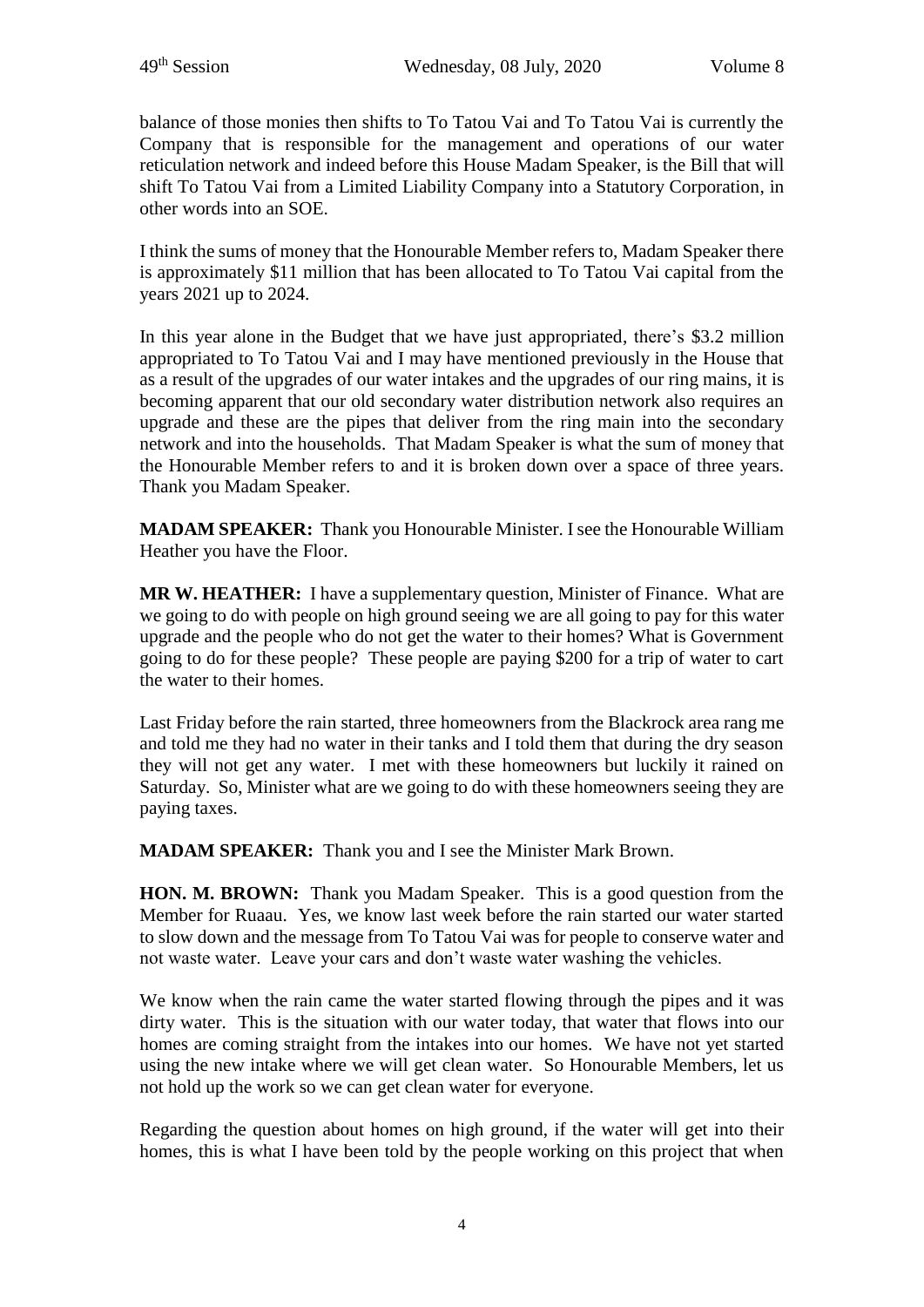balance of those monies then shifts to To Tatou Vai and To Tatou Vai is currently the Company that is responsible for the management and operations of our water reticulation network and indeed before this House Madam Speaker, is the Bill that will shift To Tatou Vai from a Limited Liability Company into a Statutory Corporation, in other words into an SOE.

I think the sums of money that the Honourable Member refers to, Madam Speaker there is approximately $11 million that has been allocated to To Tatou Vai capital from the years 2021 up to 2024.

In this year alone in the Budget that we have just appropriated, there's $3.2 million appropriated to To Tatou Vai and I may have mentioned previously in the House that as a result of the upgrades of our water intakes and the upgrades of our ring mains, it is becoming apparent that our old secondary water distribution network also requires an upgrade and these are the pipes that deliver from the ring main into the secondary network and into the households. That Madam Speaker is what the sum of money that the Honourable Member refers to and it is broken down over a space of three years. Thank you Madam Speaker.

**MADAM SPEAKER:** Thank you Honourable Minister. I see the Honourable William Heather you have the Floor.

**MR W. HEATHER:** I have a supplementary question, Minister of Finance. What are we going to do with people on high ground seeing we are all going to pay for this water upgrade and the people who do not get the water to their homes? What is Government going to do for these people? These people are paying $200 for a trip of water to cart the water to their homes.

Last Friday before the rain started, three homeowners from the Blackrock area rang me and told me they had no water in their tanks and I told them that during the dry season they will not get any water. I met with these homeowners but luckily it rained on Saturday. So, Minister what are we going to do with these homeowners seeing they are paying taxes.

**MADAM SPEAKER:** Thank you and I see the Minister Mark Brown.

**HON. M. BROWN:** Thank you Madam Speaker. This is a good question from the Member for Ruaau. Yes, we know last week before the rain started our water started to slow down and the message from To Tatou Vai was for people to conserve water and not waste water. Leave your cars and don't waste water washing the vehicles.

We know when the rain came the water started flowing through the pipes and it was dirty water. This is the situation with our water today, that water that flows into our homes are coming straight from the intakes into our homes. We have not yet started using the new intake where we will get clean water. So Honourable Members, let us not hold up the work so we can get clean water for everyone.

Regarding the question about homes on high ground, if the water will get into their homes, this is what I have been told by the people working on this project that when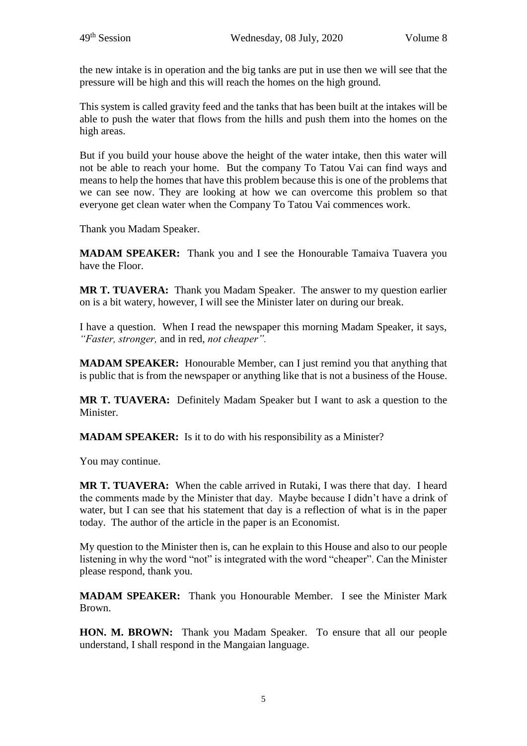the new intake is in operation and the big tanks are put in use then we will see that the pressure will be high and this will reach the homes on the high ground.

This system is called gravity feed and the tanks that has been built at the intakes will be able to push the water that flows from the hills and push them into the homes on the high areas.

But if you build your house above the height of the water intake, then this water will not be able to reach your home. But the company To Tatou Vai can find ways and means to help the homes that have this problem because this is one of the problems that we can see now. They are looking at how we can overcome this problem so that everyone get clean water when the Company To Tatou Vai commences work.

Thank you Madam Speaker.

**MADAM SPEAKER:** Thank you and I see the Honourable Tamaiva Tuavera you have the Floor.

**MR T. TUAVERA:** Thank you Madam Speaker. The answer to my question earlier on is a bit watery, however, I will see the Minister later on during our break.

I have a question. When I read the newspaper this morning Madam Speaker, it says, *"Faster, stronger,* and in red, *not cheaper".*

**MADAM SPEAKER:** Honourable Member, can I just remind you that anything that is public that is from the newspaper or anything like that is not a business of the House.

**MR T. TUAVERA:** Definitely Madam Speaker but I want to ask a question to the Minister.

**MADAM SPEAKER:** Is it to do with his responsibility as a Minister?

You may continue.

**MR T. TUAVERA:** When the cable arrived in Rutaki, I was there that day. I heard the comments made by the Minister that day. Maybe because I didn't have a drink of water, but I can see that his statement that day is a reflection of what is in the paper today. The author of the article in the paper is an Economist.

My question to the Minister then is, can he explain to this House and also to our people listening in why the word "not" is integrated with the word "cheaper". Can the Minister please respond, thank you.

**MADAM SPEAKER:** Thank you Honourable Member. I see the Minister Mark Brown.

**HON. M. BROWN:** Thank you Madam Speaker. To ensure that all our people understand, I shall respond in the Mangaian language.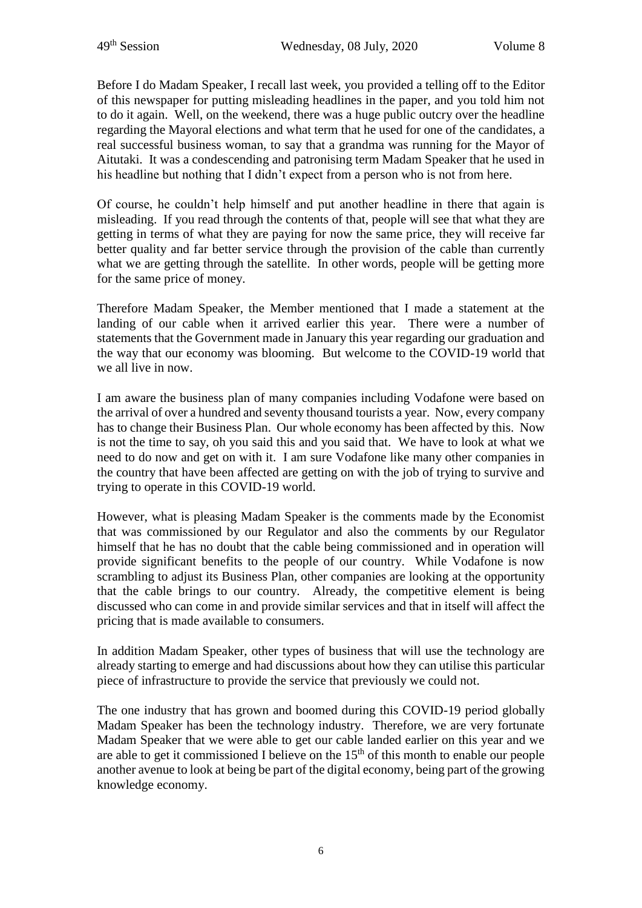Before I do Madam Speaker, I recall last week, you provided a telling off to the Editor of this newspaper for putting misleading headlines in the paper, and you told him not to do it again. Well, on the weekend, there was a huge public outcry over the headline regarding the Mayoral elections and what term that he used for one of the candidates, a real successful business woman, to say that a grandma was running for the Mayor of Aitutaki. It was a condescending and patronising term Madam Speaker that he used in his headline but nothing that I didn't expect from a person who is not from here.

Of course, he couldn't help himself and put another headline in there that again is misleading. If you read through the contents of that, people will see that what they are getting in terms of what they are paying for now the same price, they will receive far better quality and far better service through the provision of the cable than currently what we are getting through the satellite. In other words, people will be getting more for the same price of money.

Therefore Madam Speaker, the Member mentioned that I made a statement at the landing of our cable when it arrived earlier this year. There were a number of statements that the Government made in January this year regarding our graduation and the way that our economy was blooming. But welcome to the COVID-19 world that we all live in now.

I am aware the business plan of many companies including Vodafone were based on the arrival of over a hundred and seventy thousand tourists a year. Now, every company has to change their Business Plan. Our whole economy has been affected by this. Now is not the time to say, oh you said this and you said that. We have to look at what we need to do now and get on with it. I am sure Vodafone like many other companies in the country that have been affected are getting on with the job of trying to survive and trying to operate in this COVID-19 world.

However, what is pleasing Madam Speaker is the comments made by the Economist that was commissioned by our Regulator and also the comments by our Regulator himself that he has no doubt that the cable being commissioned and in operation will provide significant benefits to the people of our country. While Vodafone is now scrambling to adjust its Business Plan, other companies are looking at the opportunity that the cable brings to our country. Already, the competitive element is being discussed who can come in and provide similar services and that in itself will affect the pricing that is made available to consumers.

In addition Madam Speaker, other types of business that will use the technology are already starting to emerge and had discussions about how they can utilise this particular piece of infrastructure to provide the service that previously we could not.

The one industry that has grown and boomed during this COVID-19 period globally Madam Speaker has been the technology industry. Therefore, we are very fortunate Madam Speaker that we were able to get our cable landed earlier on this year and we are able to get it commissioned I believe on the 15th of this month to enable our people another avenue to look at being be part of the digital economy, being part of the growing knowledge economy.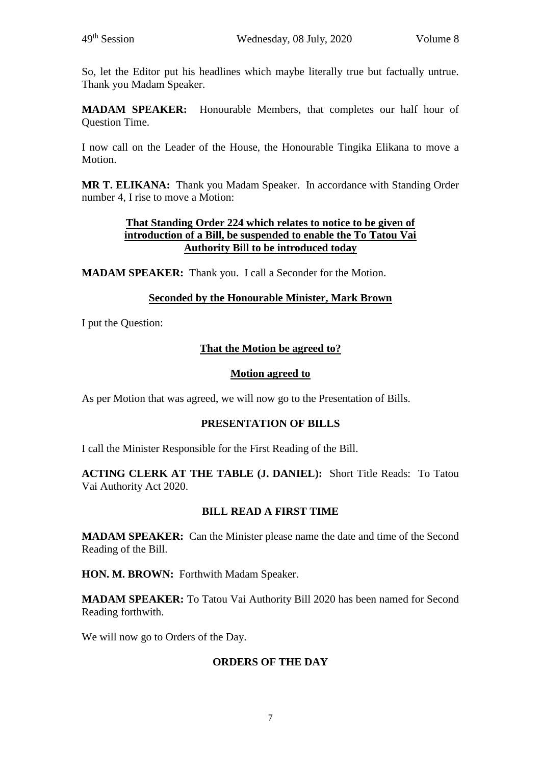So, let the Editor put his headlines which maybe literally true but factually untrue. Thank you Madam Speaker.

**MADAM SPEAKER:** Honourable Members, that completes our half hour of Question Time.

I now call on the Leader of the House, the Honourable Tingika Elikana to move a Motion.

**MR T. ELIKANA:** Thank you Madam Speaker. In accordance with Standing Order number 4, I rise to move a Motion:

**That Standing Order 224 which relates to notice to be given of introduction of a Bill, be suspended to enable the To Tatou Vai Authority Bill to be introduced today**

**MADAM SPEAKER:** Thank you. I call a Seconder for the Motion.

**Seconded by the Honourable Minister, Mark Brown**

I put the Question:

**That the Motion be agreed to?**

**Motion agreed to**

As per Motion that was agreed, we will now go to the Presentation of Bills.

## PRESENTATION OF BILLS

I call the Minister Responsible for the First Reading of the Bill.

**ACTING CLERK AT THE TABLE (J. DANIEL):** Short Title Reads: To Tatou Vai Authority Act 2020.

**BILL READ A FIRST TIME**

**MADAM SPEAKER:** Can the Minister please name the date and time of the Second Reading of the Bill.

**HON. M. BROWN:** Forthwith Madam Speaker.

**MADAM SPEAKER:** To Tatou Vai Authority Bill 2020 has been named for Second Reading forthwith.

We will now go to Orders of the Day.

## ORDERS OF THE DAY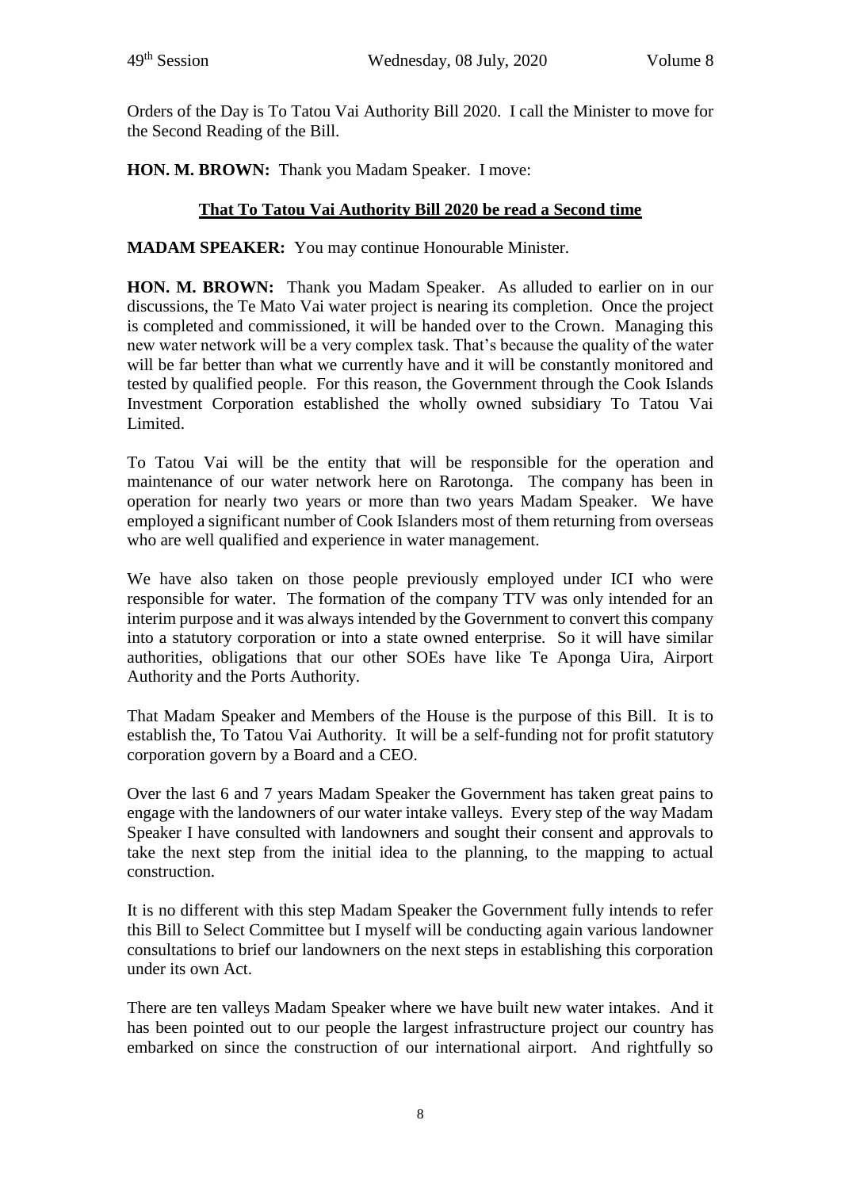Orders of the Day is To Tatou Vai Authority Bill 2020. I call the Minister to move for the Second Reading of the Bill.

**HON. M. BROWN:** Thank you Madam Speaker. I move:

**That To Tatou Vai Authority Bill 2020 be read a Second time**

**MADAM SPEAKER:** You may continue Honourable Minister.

**HON. M. BROWN:** Thank you Madam Speaker. As alluded to earlier on in our discussions, the Te Mato Vai water project is nearing its completion. Once the project is completed and commissioned, it will be handed over to the Crown. Managing this new water network will be a very complex task. That's because the quality of the water will be far better than what we currently have and it will be constantly monitored and tested by qualified people. For this reason, the Government through the Cook Islands Investment Corporation established the wholly owned subsidiary To Tatou Vai Limited.

To Tatou Vai will be the entity that will be responsible for the operation and maintenance of our water network here on Rarotonga. The company has been in operation for nearly two years or more than two years Madam Speaker. We have employed a significant number of Cook Islanders most of them returning from overseas who are well qualified and experience in water management.

We have also taken on those people previously employed under ICI who were responsible for water. The formation of the company TTV was only intended for an interim purpose and it was always intended by the Government to convert this company into a statutory corporation or into a state owned enterprise. So it will have similar authorities, obligations that our other SOEs have like Te Aponga Uira, Airport Authority and the Ports Authority.

That Madam Speaker and Members of the House is the purpose of this Bill. It is to establish the, To Tatou Vai Authority. It will be a self-funding not for profit statutory corporation govern by a Board and a CEO.

Over the last 6 and 7 years Madam Speaker the Government has taken great pains to engage with the landowners of our water intake valleys. Every step of the way Madam Speaker I have consulted with landowners and sought their consent and approvals to take the next step from the initial idea to the planning, to the mapping to actual construction.

It is no different with this step Madam Speaker the Government fully intends to refer this Bill to Select Committee but I myself will be conducting again various landowner consultations to brief our landowners on the next steps in establishing this corporation under its own Act.

There are ten valleys Madam Speaker where we have built new water intakes. And it has been pointed out to our people the largest infrastructure project our country has embarked on since the construction of our international airport. And rightfully so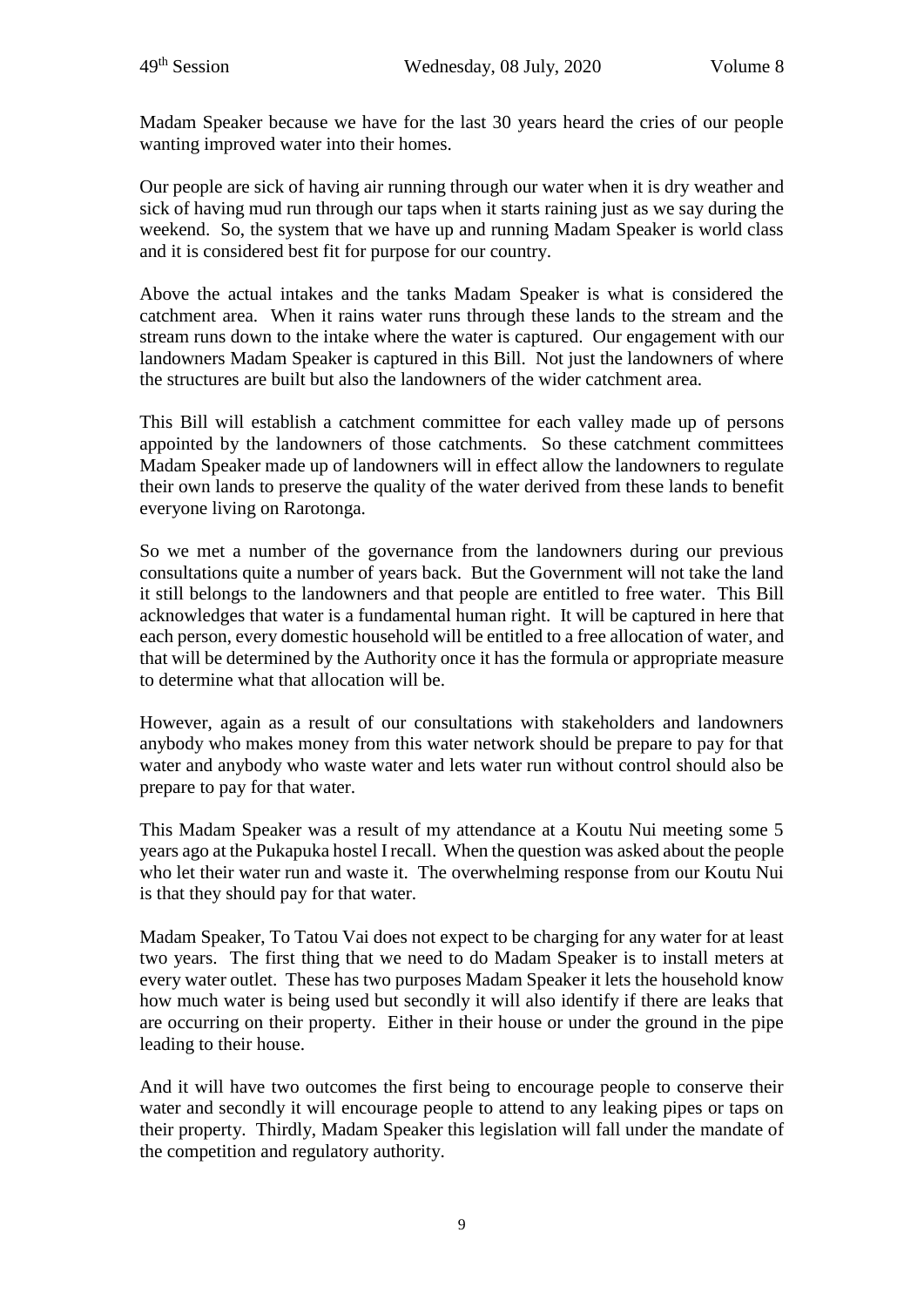Madam Speaker because we have for the last 30 years heard the cries of our people wanting improved water into their homes.

Our people are sick of having air running through our water when it is dry weather and sick of having mud run through our taps when it starts raining just as we say during the weekend. So, the system that we have up and running Madam Speaker is world class and it is considered best fit for purpose for our country.

Above the actual intakes and the tanks Madam Speaker is what is considered the catchment area. When it rains water runs through these lands to the stream and the stream runs down to the intake where the water is captured. Our engagement with our landowners Madam Speaker is captured in this Bill. Not just the landowners of where the structures are built but also the landowners of the wider catchment area.

This Bill will establish a catchment committee for each valley made up of persons appointed by the landowners of those catchments. So these catchment committees Madam Speaker made up of landowners will in effect allow the landowners to regulate their own lands to preserve the quality of the water derived from these lands to benefit everyone living on Rarotonga.

So we met a number of the governance from the landowners during our previous consultations quite a number of years back. But the Government will not take the land it still belongs to the landowners and that people are entitled to free water. This Bill acknowledges that water is a fundamental human right. It will be captured in here that each person, every domestic household will be entitled to a free allocation of water, and that will be determined by the Authority once it has the formula or appropriate measure to determine what that allocation will be.

However, again as a result of our consultations with stakeholders and landowners anybody who makes money from this water network should be prepare to pay for that water and anybody who waste water and lets water run without control should also be prepare to pay for that water.

This Madam Speaker was a result of my attendance at a Koutu Nui meeting some 5 years ago at the Pukapuka hostel I recall. When the question was asked about the people who let their water run and waste it. The overwhelming response from our Koutu Nui is that they should pay for that water.

Madam Speaker, To Tatou Vai does not expect to be charging for any water for at least two years. The first thing that we need to do Madam Speaker is to install meters at every water outlet. These has two purposes Madam Speaker it lets the household know how much water is being used but secondly it will also identify if there are leaks that are occurring on their property. Either in their house or under the ground in the pipe leading to their house.

And it will have two outcomes the first being to encourage people to conserve their water and secondly it will encourage people to attend to any leaking pipes or taps on their property. Thirdly, Madam Speaker this legislation will fall under the mandate of the competition and regulatory authority.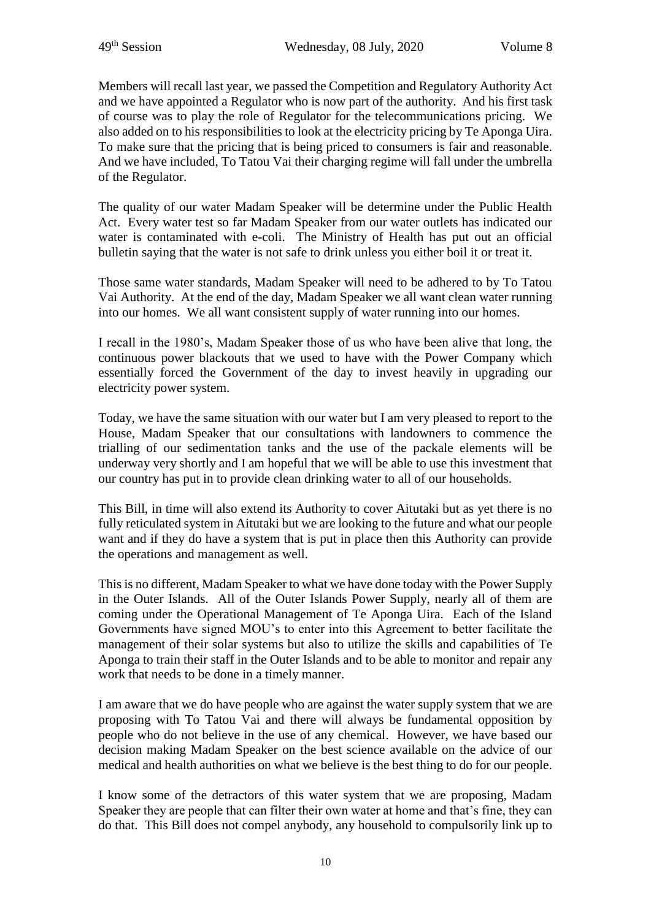Members will recall last year, we passed the Competition and Regulatory Authority Act and we have appointed a Regulator who is now part of the authority. And his first task of course was to play the role of Regulator for the telecommunications pricing. We also added on to his responsibilities to look at the electricity pricing by Te Aponga Uira. To make sure that the pricing that is being priced to consumers is fair and reasonable. And we have included, To Tatou Vai their charging regime will fall under the umbrella of the Regulator.

The quality of our water Madam Speaker will be determine under the Public Health Act. Every water test so far Madam Speaker from our water outlets has indicated our water is contaminated with e-coli. The Ministry of Health has put out an official bulletin saying that the water is not safe to drink unless you either boil it or treat it.

Those same water standards, Madam Speaker will need to be adhered to by To Tatou Vai Authority. At the end of the day, Madam Speaker we all want clean water running into our homes. We all want consistent supply of water running into our homes.

I recall in the 1980's, Madam Speaker those of us who have been alive that long, the continuous power blackouts that we used to have with the Power Company which essentially forced the Government of the day to invest heavily in upgrading our electricity power system.

Today, we have the same situation with our water but I am very pleased to report to the House, Madam Speaker that our consultations with landowners to commence the trialling of our sedimentation tanks and the use of the packale elements will be underway very shortly and I am hopeful that we will be able to use this investment that our country has put in to provide clean drinking water to all of our households.

This Bill, in time will also extend its Authority to cover Aitutaki but as yet there is no fully reticulated system in Aitutaki but we are looking to the future and what our people want and if they do have a system that is put in place then this Authority can provide the operations and management as well.

This is no different, Madam Speaker to what we have done today with the Power Supply in the Outer Islands. All of the Outer Islands Power Supply, nearly all of them are coming under the Operational Management of Te Aponga Uira. Each of the Island Governments have signed MOU's to enter into this Agreement to better facilitate the management of their solar systems but also to utilize the skills and capabilities of Te Aponga to train their staff in the Outer Islands and to be able to monitor and repair any work that needs to be done in a timely manner.

I am aware that we do have people who are against the water supply system that we are proposing with To Tatou Vai and there will always be fundamental opposition by people who do not believe in the use of any chemical. However, we have based our decision making Madam Speaker on the best science available on the advice of our medical and health authorities on what we believe is the best thing to do for our people.

I know some of the detractors of this water system that we are proposing, Madam Speaker they are people that can filter their own water at home and that's fine, they can do that. This Bill does not compel anybody, any household to compulsorily link up to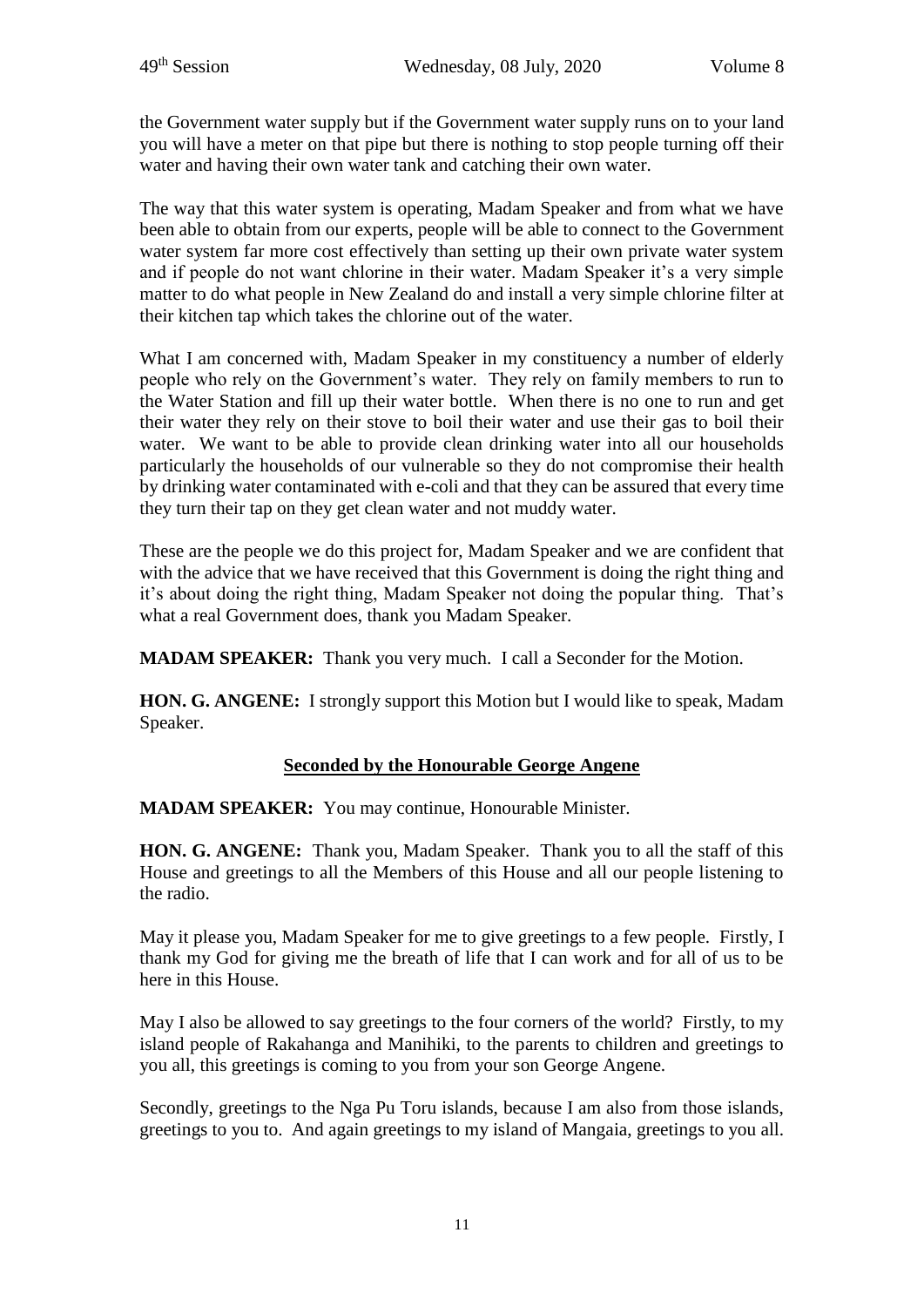the Government water supply but if the Government water supply runs on to your land you will have a meter on that pipe but there is nothing to stop people turning off their water and having their own water tank and catching their own water.

The way that this water system is operating, Madam Speaker and from what we have been able to obtain from our experts, people will be able to connect to the Government water system far more cost effectively than setting up their own private water system and if people do not want chlorine in their water. Madam Speaker it's a very simple matter to do what people in New Zealand do and install a very simple chlorine filter at their kitchen tap which takes the chlorine out of the water.

What I am concerned with, Madam Speaker in my constituency a number of elderly people who rely on the Government's water. They rely on family members to run to the Water Station and fill up their water bottle. When there is no one to run and get their water they rely on their stove to boil their water and use their gas to boil their water. We want to be able to provide clean drinking water into all our households particularly the households of our vulnerable so they do not compromise their health by drinking water contaminated with e-coli and that they can be assured that every time they turn their tap on they get clean water and not muddy water.

These are the people we do this project for, Madam Speaker and we are confident that with the advice that we have received that this Government is doing the right thing and it's about doing the right thing, Madam Speaker not doing the popular thing. That's what a real Government does, thank you Madam Speaker.

**MADAM SPEAKER:** Thank you very much. I call a Seconder for the Motion.

**HON. G. ANGENE:** I strongly support this Motion but I would like to speak, Madam Speaker.

**Seconded by the Honourable George Angene**

**MADAM SPEAKER:** You may continue, Honourable Minister.

**HON. G. ANGENE:** Thank you, Madam Speaker. Thank you to all the staff of this House and greetings to all the Members of this House and all our people listening to the radio.

May it please you, Madam Speaker for me to give greetings to a few people. Firstly, I thank my God for giving me the breath of life that I can work and for all of us to be here in this House.

May I also be allowed to say greetings to the four corners of the world? Firstly, to my island people of Rakahanga and Manihiki, to the parents to children and greetings to you all, this greetings is coming to you from your son George Angene.

Secondly, greetings to the Nga Pu Toru islands, because I am also from those islands, greetings to you to. And again greetings to my island of Mangaia, greetings to you all.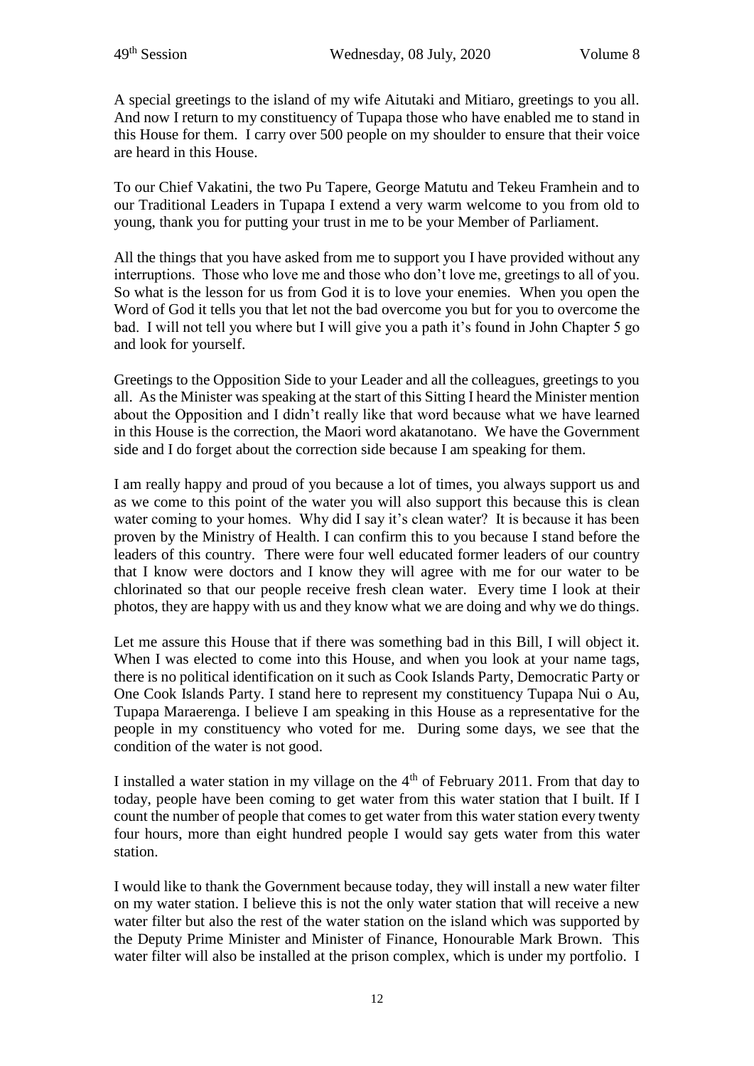A special greetings to the island of my wife Aitutaki and Mitiaro, greetings to you all. And now I return to my constituency of Tupapa those who have enabled me to stand in this House for them. I carry over 500 people on my shoulder to ensure that their voice are heard in this House.

To our Chief Vakatini, the two Pu Tapere, George Matutu and Tekeu Framhein and to our Traditional Leaders in Tupapa I extend a very warm welcome to you from old to young, thank you for putting your trust in me to be your Member of Parliament.

All the things that you have asked from me to support you I have provided without any interruptions. Those who love me and those who don't love me, greetings to all of you. So what is the lesson for us from God it is to love your enemies. When you open the Word of God it tells you that let not the bad overcome you but for you to overcome the bad. I will not tell you where but I will give you a path it's found in John Chapter 5 go and look for yourself.

Greetings to the Opposition Side to your Leader and all the colleagues, greetings to you all. As the Minister was speaking at the start of this Sitting I heard the Minister mention about the Opposition and I didn't really like that word because what we have learned in this House is the correction, the Maori word akatanotano. We have the Government side and I do forget about the correction side because I am speaking for them.

I am really happy and proud of you because a lot of times, you always support us and as we come to this point of the water you will also support this because this is clean water coming to your homes. Why did I say it's clean water? It is because it has been proven by the Ministry of Health. I can confirm this to you because I stand before the leaders of this country. There were four well educated former leaders of our country that I know were doctors and I know they will agree with me for our water to be chlorinated so that our people receive fresh clean water. Every time I look at their photos, they are happy with us and they know what we are doing and why we do things.

Let me assure this House that if there was something bad in this Bill, I will object it. When I was elected to come into this House, and when you look at your name tags, there is no political identification on it such as Cook Islands Party, Democratic Party or One Cook Islands Party. I stand here to represent my constituency Tupapa Nui o Au, Tupapa Maraerenga. I believe I am speaking in this House as a representative for the people in my constituency who voted for me. During some days, we see that the condition of the water is not good.

I installed a water station in my village on the 4th of February 2011. From that day to today, people have been coming to get water from this water station that I built. If I count the number of people that comes to get water from this water station every twenty four hours, more than eight hundred people I would say gets water from this water station.

I would like to thank the Government because today, they will install a new water filter on my water station. I believe this is not the only water station that will receive a new water filter but also the rest of the water station on the island which was supported by the Deputy Prime Minister and Minister of Finance, Honourable Mark Brown. This water filter will also be installed at the prison complex, which is under my portfolio. I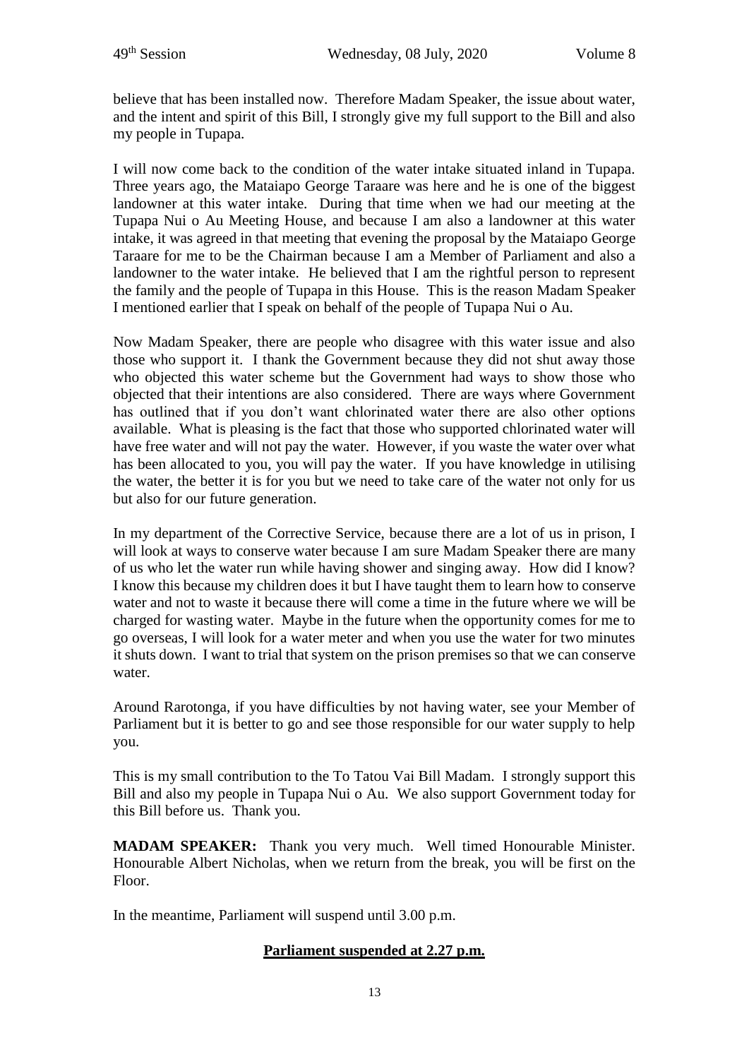believe that has been installed now. Therefore Madam Speaker, the issue about water, and the intent and spirit of this Bill, I strongly give my full support to the Bill and also my people in Tupapa.

I will now come back to the condition of the water intake situated inland in Tupapa. Three years ago, the Mataiapo George Taraare was here and he is one of the biggest landowner at this water intake. During that time when we had our meeting at the Tupapa Nui o Au Meeting House, and because I am also a landowner at this water intake, it was agreed in that meeting that evening the proposal by the Mataiapo George Taraare for me to be the Chairman because I am a Member of Parliament and also a landowner to the water intake. He believed that I am the rightful person to represent the family and the people of Tupapa in this House. This is the reason Madam Speaker I mentioned earlier that I speak on behalf of the people of Tupapa Nui o Au.

Now Madam Speaker, there are people who disagree with this water issue and also those who support it. I thank the Government because they did not shut away those who objected this water scheme but the Government had ways to show those who objected that their intentions are also considered. There are ways where Government has outlined that if you don't want chlorinated water there are also other options available. What is pleasing is the fact that those who supported chlorinated water will have free water and will not pay the water. However, if you waste the water over what has been allocated to you, you will pay the water. If you have knowledge in utilising the water, the better it is for you but we need to take care of the water not only for us but also for our future generation.

In my department of the Corrective Service, because there are a lot of us in prison, I will look at ways to conserve water because I am sure Madam Speaker there are many of us who let the water run while having shower and singing away. How did I know? I know this because my children does it but I have taught them to learn how to conserve water and not to waste it because there will come a time in the future where we will be charged for wasting water. Maybe in the future when the opportunity comes for me to go overseas, I will look for a water meter and when you use the water for two minutes it shuts down. I want to trial that system on the prison premises so that we can conserve water.

Around Rarotonga, if you have difficulties by not having water, see your Member of Parliament but it is better to go and see those responsible for our water supply to help you.

This is my small contribution to the To Tatou Vai Bill Madam. I strongly support this Bill and also my people in Tupapa Nui o Au. We also support Government today for this Bill before us. Thank you.

**MADAM SPEAKER:** Thank you very much. Well timed Honourable Minister. Honourable Albert Nicholas, when we return from the break, you will be first on the Floor.

In the meantime, Parliament will suspend until 3.00 p.m.

**Parliament suspended at 2.27 p.m.**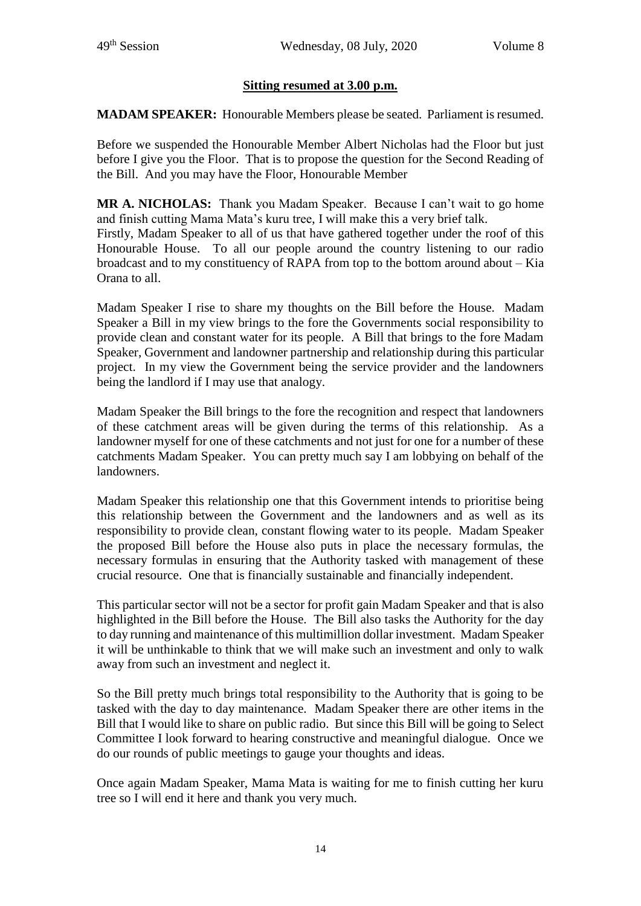**Sitting resumed at 3.00 p.m.**

**MADAM SPEAKER:** Honourable Members please be seated. Parliament is resumed.

Before we suspended the Honourable Member Albert Nicholas had the Floor but just before I give you the Floor. That is to propose the question for the Second Reading of the Bill. And you may have the Floor, Honourable Member

**MR A. NICHOLAS:** Thank you Madam Speaker. Because I can't wait to go home and finish cutting Mama Mata's kuru tree, I will make this a very brief talk.
Firstly, Madam Speaker to all of us that have gathered together under the roof of this Honourable House. To all our people around the country listening to our radio broadcast and to my constituency of RAPA from top to the bottom around about – Kia Orana to all.

Madam Speaker I rise to share my thoughts on the Bill before the House. Madam Speaker a Bill in my view brings to the fore the Governments social responsibility to provide clean and constant water for its people. A Bill that brings to the fore Madam Speaker, Government and landowner partnership and relationship during this particular project. In my view the Government being the service provider and the landowners being the landlord if I may use that analogy.

Madam Speaker the Bill brings to the fore the recognition and respect that landowners of these catchment areas will be given during the terms of this relationship. As a landowner myself for one of these catchments and not just for one for a number of these catchments Madam Speaker. You can pretty much say I am lobbying on behalf of the landowners.

Madam Speaker this relationship one that this Government intends to prioritise being this relationship between the Government and the landowners and as well as its responsibility to provide clean, constant flowing water to its people. Madam Speaker the proposed Bill before the House also puts in place the necessary formulas, the necessary formulas in ensuring that the Authority tasked with management of these crucial resource. One that is financially sustainable and financially independent.

This particular sector will not be a sector for profit gain Madam Speaker and that is also highlighted in the Bill before the House. The Bill also tasks the Authority for the day to day running and maintenance of this multimillion dollar investment. Madam Speaker it will be unthinkable to think that we will make such an investment and only to walk away from such an investment and neglect it.

So the Bill pretty much brings total responsibility to the Authority that is going to be tasked with the day to day maintenance. Madam Speaker there are other items in the Bill that I would like to share on public radio. But since this Bill will be going to Select Committee I look forward to hearing constructive and meaningful dialogue. Once we do our rounds of public meetings to gauge your thoughts and ideas.

Once again Madam Speaker, Mama Mata is waiting for me to finish cutting her kuru tree so I will end it here and thank you very much.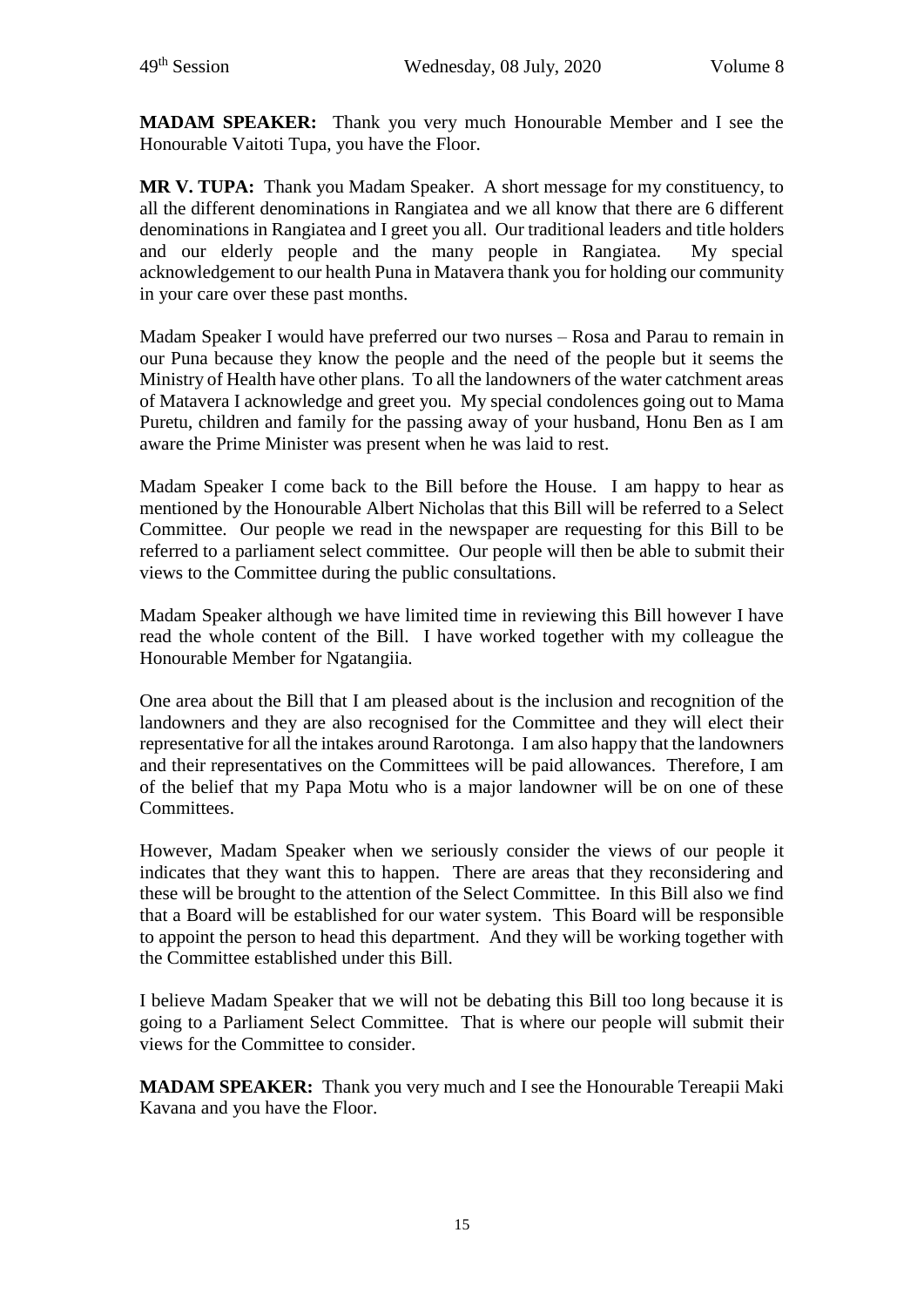**MADAM SPEAKER:** Thank you very much Honourable Member and I see the Honourable Vaitoti Tupa, you have the Floor.

**MR V. TUPA:** Thank you Madam Speaker. A short message for my constituency, to all the different denominations in Rangiatea and we all know that there are 6 different denominations in Rangiatea and I greet you all. Our traditional leaders and title holders and our elderly people and the many people in Rangiatea. My special acknowledgement to our health Puna in Matavera thank you for holding our community in your care over these past months.

Madam Speaker I would have preferred our two nurses – Rosa and Parau to remain in our Puna because they know the people and the need of the people but it seems the Ministry of Health have other plans. To all the landowners of the water catchment areas of Matavera I acknowledge and greet you. My special condolences going out to Mama Puretu, children and family for the passing away of your husband, Honu Ben as I am aware the Prime Minister was present when he was laid to rest.

Madam Speaker I come back to the Bill before the House. I am happy to hear as mentioned by the Honourable Albert Nicholas that this Bill will be referred to a Select Committee. Our people we read in the newspaper are requesting for this Bill to be referred to a parliament select committee. Our people will then be able to submit their views to the Committee during the public consultations.

Madam Speaker although we have limited time in reviewing this Bill however I have read the whole content of the Bill. I have worked together with my colleague the Honourable Member for Ngatangiia.

One area about the Bill that I am pleased about is the inclusion and recognition of the landowners and they are also recognised for the Committee and they will elect their representative for all the intakes around Rarotonga. I am also happy that the landowners and their representatives on the Committees will be paid allowances. Therefore, I am of the belief that my Papa Motu who is a major landowner will be on one of these Committees.

However, Madam Speaker when we seriously consider the views of our people it indicates that they want this to happen. There are areas that they reconsidering and these will be brought to the attention of the Select Committee. In this Bill also we find that a Board will be established for our water system. This Board will be responsible to appoint the person to head this department. And they will be working together with the Committee established under this Bill.

I believe Madam Speaker that we will not be debating this Bill too long because it is going to a Parliament Select Committee. That is where our people will submit their views for the Committee to consider.

**MADAM SPEAKER:** Thank you very much and I see the Honourable Tereapii Maki Kavana and you have the Floor.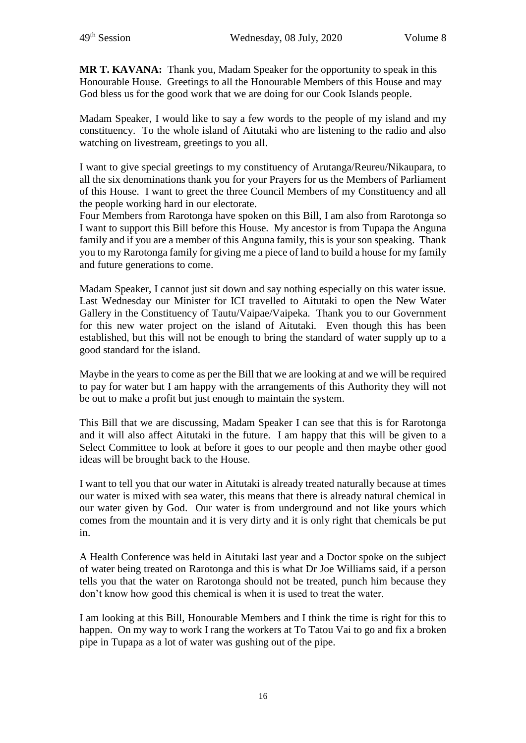**MR T. KAVANA:** Thank you, Madam Speaker for the opportunity to speak in this Honourable House. Greetings to all the Honourable Members of this House and may God bless us for the good work that we are doing for our Cook Islands people.

Madam Speaker, I would like to say a few words to the people of my island and my constituency. To the whole island of Aitutaki who are listening to the radio and also watching on livestream, greetings to you all.

I want to give special greetings to my constituency of Arutanga/Reureu/Nikaupara, to all the six denominations thank you for your Prayers for us the Members of Parliament of this House. I want to greet the three Council Members of my Constituency and all the people working hard in our electorate.

Four Members from Rarotonga have spoken on this Bill, I am also from Rarotonga so I want to support this Bill before this House. My ancestor is from Tupapa the Anguna family and if you are a member of this Anguna family, this is your son speaking. Thank you to my Rarotonga family for giving me a piece of land to build a house for my family and future generations to come.

Madam Speaker, I cannot just sit down and say nothing especially on this water issue. Last Wednesday our Minister for ICI travelled to Aitutaki to open the New Water Gallery in the Constituency of Tautu/Vaipae/Vaipeka. Thank you to our Government for this new water project on the island of Aitutaki. Even though this has been established, but this will not be enough to bring the standard of water supply up to a good standard for the island.

Maybe in the years to come as per the Bill that we are looking at and we will be required to pay for water but I am happy with the arrangements of this Authority they will not be out to make a profit but just enough to maintain the system.

This Bill that we are discussing, Madam Speaker I can see that this is for Rarotonga and it will also affect Aitutaki in the future. I am happy that this will be given to a Select Committee to look at before it goes to our people and then maybe other good ideas will be brought back to the House.

I want to tell you that our water in Aitutaki is already treated naturally because at times our water is mixed with sea water, this means that there is already natural chemical in our water given by God. Our water is from underground and not like yours which comes from the mountain and it is very dirty and it is only right that chemicals be put in.

A Health Conference was held in Aitutaki last year and a Doctor spoke on the subject of water being treated on Rarotonga and this is what Dr Joe Williams said, if a person tells you that the water on Rarotonga should not be treated, punch him because they don't know how good this chemical is when it is used to treat the water.

I am looking at this Bill, Honourable Members and I think the time is right for this to happen. On my way to work I rang the workers at To Tatou Vai to go and fix a broken pipe in Tupapa as a lot of water was gushing out of the pipe.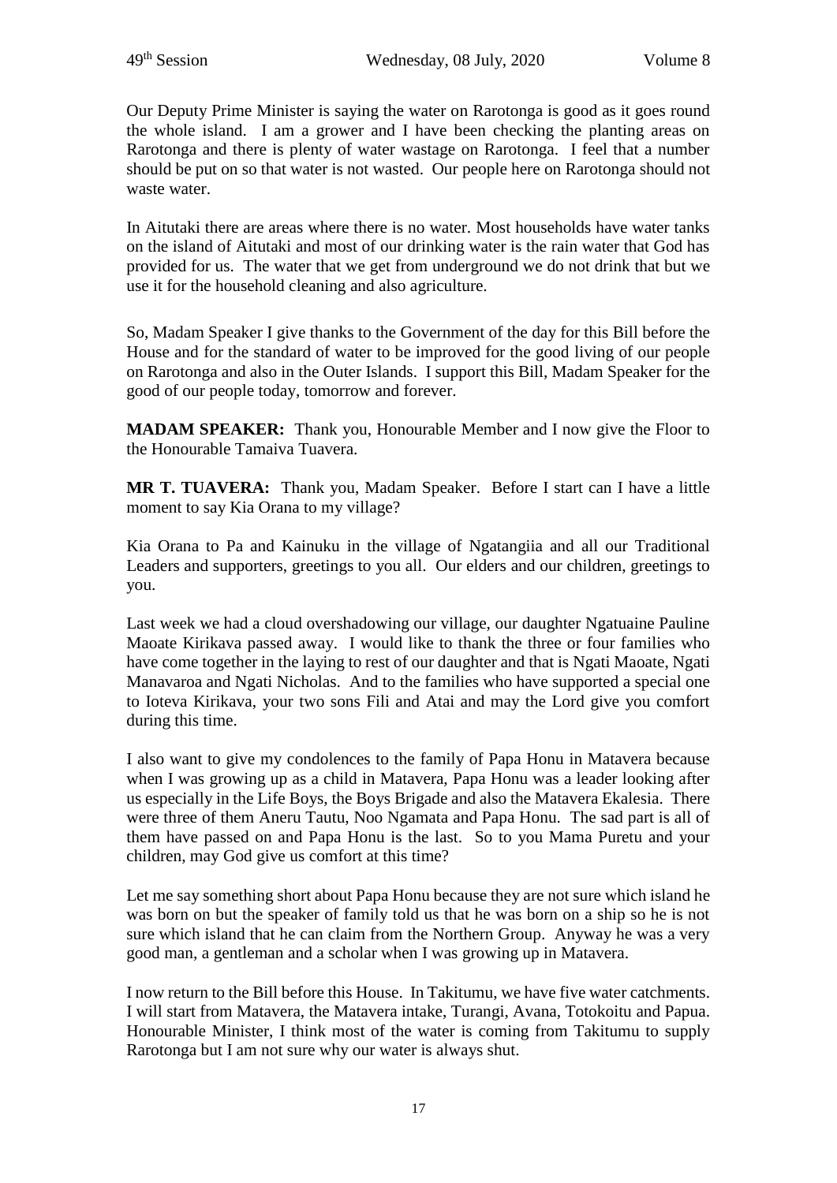Our Deputy Prime Minister is saying the water on Rarotonga is good as it goes round the whole island. I am a grower and I have been checking the planting areas on Rarotonga and there is plenty of water wastage on Rarotonga. I feel that a number should be put on so that water is not wasted. Our people here on Rarotonga should not waste water.

In Aitutaki there are areas where there is no water. Most households have water tanks on the island of Aitutaki and most of our drinking water is the rain water that God has provided for us. The water that we get from underground we do not drink that but we use it for the household cleaning and also agriculture.

So, Madam Speaker I give thanks to the Government of the day for this Bill before the House and for the standard of water to be improved for the good living of our people on Rarotonga and also in the Outer Islands. I support this Bill, Madam Speaker for the good of our people today, tomorrow and forever.

**MADAM SPEAKER:** Thank you, Honourable Member and I now give the Floor to the Honourable Tamaiva Tuavera.

**MR T. TUAVERA:** Thank you, Madam Speaker. Before I start can I have a little moment to say Kia Orana to my village?

Kia Orana to Pa and Kainuku in the village of Ngatangiia and all our Traditional Leaders and supporters, greetings to you all. Our elders and our children, greetings to you.

Last week we had a cloud overshadowing our village, our daughter Ngatuaine Pauline Maoate Kirikava passed away. I would like to thank the three or four families who have come together in the laying to rest of our daughter and that is Ngati Maoate, Ngati Manavaroa and Ngati Nicholas. And to the families who have supported a special one to Ioteva Kirikava, your two sons Fili and Atai and may the Lord give you comfort during this time.

I also want to give my condolences to the family of Papa Honu in Matavera because when I was growing up as a child in Matavera, Papa Honu was a leader looking after us especially in the Life Boys, the Boys Brigade and also the Matavera Ekalesia. There were three of them Aneru Tautu, Noo Ngamata and Papa Honu. The sad part is all of them have passed on and Papa Honu is the last. So to you Mama Puretu and your children, may God give us comfort at this time?

Let me say something short about Papa Honu because they are not sure which island he was born on but the speaker of family told us that he was born on a ship so he is not sure which island that he can claim from the Northern Group. Anyway he was a very good man, a gentleman and a scholar when I was growing up in Matavera.

I now return to the Bill before this House. In Takitumu, we have five water catchments. I will start from Matavera, the Matavera intake, Turangi, Avana, Totokoitu and Papua. Honourable Minister, I think most of the water is coming from Takitumu to supply Rarotonga but I am not sure why our water is always shut.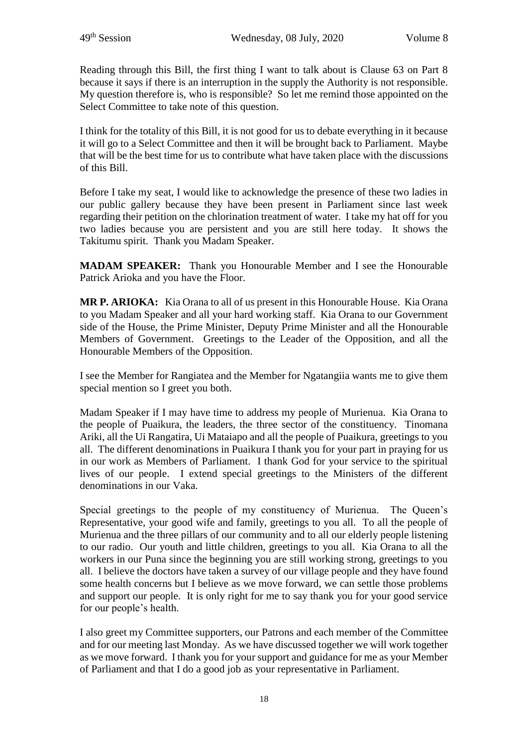Reading through this Bill, the first thing I want to talk about is Clause 63 on Part 8 because it says if there is an interruption in the supply the Authority is not responsible. My question therefore is, who is responsible? So let me remind those appointed on the Select Committee to take note of this question.

I think for the totality of this Bill, it is not good for us to debate everything in it because it will go to a Select Committee and then it will be brought back to Parliament. Maybe that will be the best time for us to contribute what have taken place with the discussions of this Bill.

Before I take my seat, I would like to acknowledge the presence of these two ladies in our public gallery because they have been present in Parliament since last week regarding their petition on the chlorination treatment of water. I take my hat off for you two ladies because you are persistent and you are still here today. It shows the Takitumu spirit. Thank you Madam Speaker.

**MADAM SPEAKER:** Thank you Honourable Member and I see the Honourable Patrick Arioka and you have the Floor.

**MR P. ARIOKA:** Kia Orana to all of us present in this Honourable House. Kia Orana to you Madam Speaker and all your hard working staff. Kia Orana to our Government side of the House, the Prime Minister, Deputy Prime Minister and all the Honourable Members of Government. Greetings to the Leader of the Opposition, and all the Honourable Members of the Opposition.

I see the Member for Rangiatea and the Member for Ngatangiia wants me to give them special mention so I greet you both.

Madam Speaker if I may have time to address my people of Murienua. Kia Orana to the people of Puaikura, the leaders, the three sector of the constituency. Tinomana Ariki, all the Ui Rangatira, Ui Mataiapo and all the people of Puaikura, greetings to you all. The different denominations in Puaikura I thank you for your part in praying for us in our work as Members of Parliament. I thank God for your service to the spiritual lives of our people. I extend special greetings to the Ministers of the different denominations in our Vaka.

Special greetings to the people of my constituency of Murienua. The Queen's Representative, your good wife and family, greetings to you all. To all the people of Murienua and the three pillars of our community and to all our elderly people listening to our radio. Our youth and little children, greetings to you all. Kia Orana to all the workers in our Puna since the beginning you are still working strong, greetings to you all. I believe the doctors have taken a survey of our village people and they have found some health concerns but I believe as we move forward, we can settle those problems and support our people. It is only right for me to say thank you for your good service for our people's health.

I also greet my Committee supporters, our Patrons and each member of the Committee and for our meeting last Monday. As we have discussed together we will work together as we move forward. I thank you for your support and guidance for me as your Member of Parliament and that I do a good job as your representative in Parliament.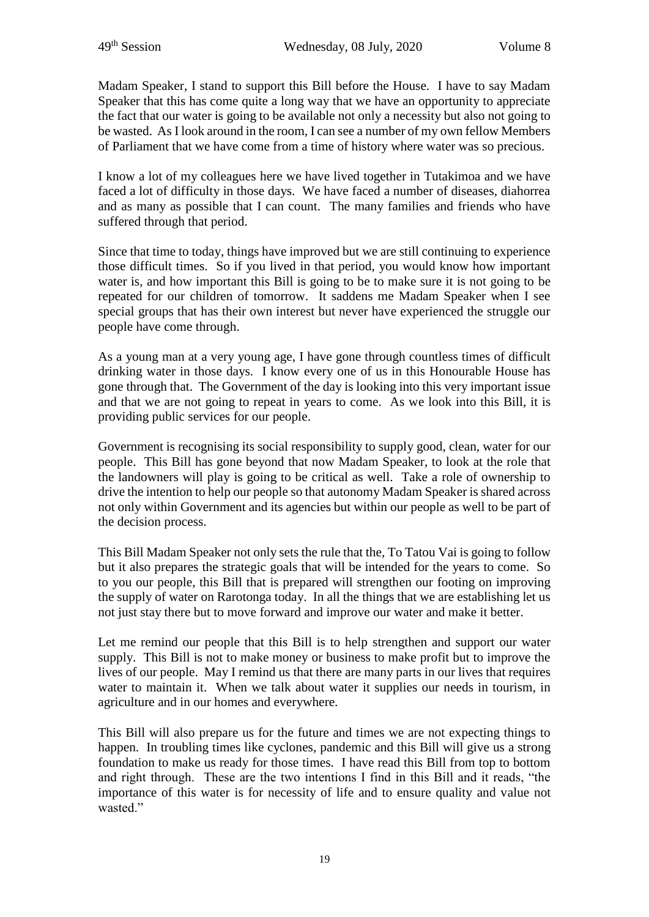Madam Speaker, I stand to support this Bill before the House. I have to say Madam Speaker that this has come quite a long way that we have an opportunity to appreciate the fact that our water is going to be available not only a necessity but also not going to be wasted. As I look around in the room, I can see a number of my own fellow Members of Parliament that we have come from a time of history where water was so precious.

I know a lot of my colleagues here we have lived together in Tutakimoa and we have faced a lot of difficulty in those days. We have faced a number of diseases, diahorrea and as many as possible that I can count. The many families and friends who have suffered through that period.

Since that time to today, things have improved but we are still continuing to experience those difficult times. So if you lived in that period, you would know how important water is, and how important this Bill is going to be to make sure it is not going to be repeated for our children of tomorrow. It saddens me Madam Speaker when I see special groups that has their own interest but never have experienced the struggle our people have come through.

As a young man at a very young age, I have gone through countless times of difficult drinking water in those days. I know every one of us in this Honourable House has gone through that. The Government of the day is looking into this very important issue and that we are not going to repeat in years to come. As we look into this Bill, it is providing public services for our people.

Government is recognising its social responsibility to supply good, clean, water for our people. This Bill has gone beyond that now Madam Speaker, to look at the role that the landowners will play is going to be critical as well. Take a role of ownership to drive the intention to help our people so that autonomy Madam Speaker is shared across not only within Government and its agencies but within our people as well to be part of the decision process.

This Bill Madam Speaker not only sets the rule that the, To Tatou Vai is going to follow but it also prepares the strategic goals that will be intended for the years to come. So to you our people, this Bill that is prepared will strengthen our footing on improving the supply of water on Rarotonga today. In all the things that we are establishing let us not just stay there but to move forward and improve our water and make it better.

Let me remind our people that this Bill is to help strengthen and support our water supply. This Bill is not to make money or business to make profit but to improve the lives of our people. May I remind us that there are many parts in our lives that requires water to maintain it. When we talk about water it supplies our needs in tourism, in agriculture and in our homes and everywhere.

This Bill will also prepare us for the future and times we are not expecting things to happen. In troubling times like cyclones, pandemic and this Bill will give us a strong foundation to make us ready for those times. I have read this Bill from top to bottom and right through. These are the two intentions I find in this Bill and it reads, "the importance of this water is for necessity of life and to ensure quality and value not wasted."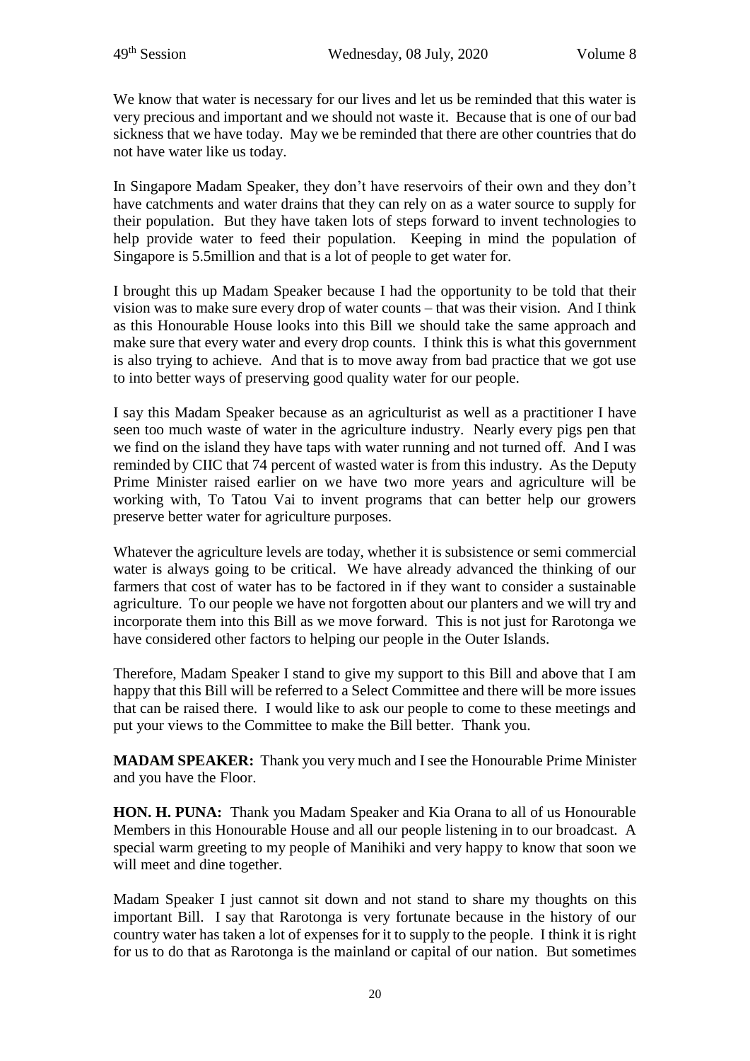We know that water is necessary for our lives and let us be reminded that this water is very precious and important and we should not waste it. Because that is one of our bad sickness that we have today. May we be reminded that there are other countries that do not have water like us today.

In Singapore Madam Speaker, they don't have reservoirs of their own and they don't have catchments and water drains that they can rely on as a water source to supply for their population. But they have taken lots of steps forward to invent technologies to help provide water to feed their population. Keeping in mind the population of Singapore is 5.5million and that is a lot of people to get water for.

I brought this up Madam Speaker because I had the opportunity to be told that their vision was to make sure every drop of water counts – that was their vision. And I think as this Honourable House looks into this Bill we should take the same approach and make sure that every water and every drop counts. I think this is what this government is also trying to achieve. And that is to move away from bad practice that we got use to into better ways of preserving good quality water for our people.

I say this Madam Speaker because as an agriculturist as well as a practitioner I have seen too much waste of water in the agriculture industry. Nearly every pigs pen that we find on the island they have taps with water running and not turned off. And I was reminded by CIIC that 74 percent of wasted water is from this industry. As the Deputy Prime Minister raised earlier on we have two more years and agriculture will be working with, To Tatou Vai to invent programs that can better help our growers preserve better water for agriculture purposes.

Whatever the agriculture levels are today, whether it is subsistence or semi commercial water is always going to be critical. We have already advanced the thinking of our farmers that cost of water has to be factored in if they want to consider a sustainable agriculture. To our people we have not forgotten about our planters and we will try and incorporate them into this Bill as we move forward. This is not just for Rarotonga we have considered other factors to helping our people in the Outer Islands.

Therefore, Madam Speaker I stand to give my support to this Bill and above that I am happy that this Bill will be referred to a Select Committee and there will be more issues that can be raised there. I would like to ask our people to come to these meetings and put your views to the Committee to make the Bill better. Thank you.

**MADAM SPEAKER:** Thank you very much and I see the Honourable Prime Minister and you have the Floor.

**HON. H. PUNA:** Thank you Madam Speaker and Kia Orana to all of us Honourable Members in this Honourable House and all our people listening in to our broadcast. A special warm greeting to my people of Manihiki and very happy to know that soon we will meet and dine together.

Madam Speaker I just cannot sit down and not stand to share my thoughts on this important Bill. I say that Rarotonga is very fortunate because in the history of our country water has taken a lot of expenses for it to supply to the people. I think it is right for us to do that as Rarotonga is the mainland or capital of our nation. But sometimes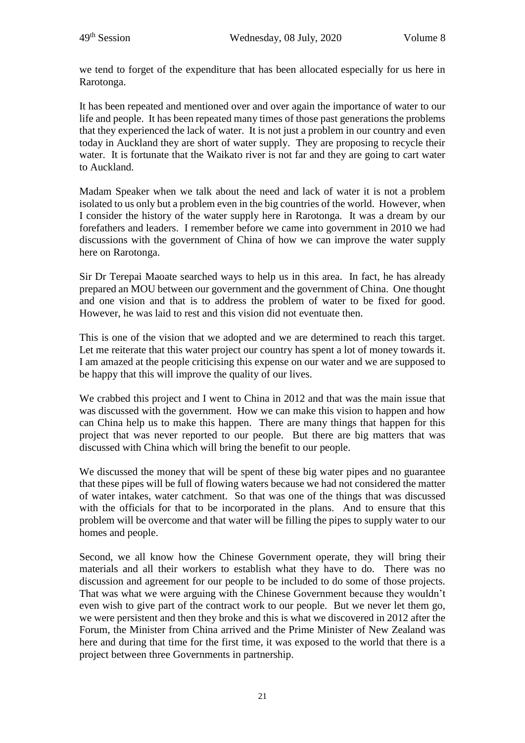we tend to forget of the expenditure that has been allocated especially for us here in Rarotonga.

It has been repeated and mentioned over and over again the importance of water to our life and people. It has been repeated many times of those past generations the problems that they experienced the lack of water. It is not just a problem in our country and even today in Auckland they are short of water supply. They are proposing to recycle their water. It is fortunate that the Waikato river is not far and they are going to cart water to Auckland.

Madam Speaker when we talk about the need and lack of water it is not a problem isolated to us only but a problem even in the big countries of the world. However, when I consider the history of the water supply here in Rarotonga. It was a dream by our forefathers and leaders. I remember before we came into government in 2010 we had discussions with the government of China of how we can improve the water supply here on Rarotonga.

Sir Dr Terepai Maoate searched ways to help us in this area. In fact, he has already prepared an MOU between our government and the government of China. One thought and one vision and that is to address the problem of water to be fixed for good. However, he was laid to rest and this vision did not eventuate then.

This is one of the vision that we adopted and we are determined to reach this target. Let me reiterate that this water project our country has spent a lot of money towards it. I am amazed at the people criticising this expense on our water and we are supposed to be happy that this will improve the quality of our lives.

We crabbed this project and I went to China in 2012 and that was the main issue that was discussed with the government. How we can make this vision to happen and how can China help us to make this happen. There are many things that happen for this project that was never reported to our people. But there are big matters that was discussed with China which will bring the benefit to our people.

We discussed the money that will be spent of these big water pipes and no guarantee that these pipes will be full of flowing waters because we had not considered the matter of water intakes, water catchment. So that was one of the things that was discussed with the officials for that to be incorporated in the plans. And to ensure that this problem will be overcome and that water will be filling the pipes to supply water to our homes and people.

Second, we all know how the Chinese Government operate, they will bring their materials and all their workers to establish what they have to do. There was no discussion and agreement for our people to be included to do some of those projects. That was what we were arguing with the Chinese Government because they wouldn't even wish to give part of the contract work to our people. But we never let them go, we were persistent and then they broke and this is what we discovered in 2012 after the Forum, the Minister from China arrived and the Prime Minister of New Zealand was here and during that time for the first time, it was exposed to the world that there is a project between three Governments in partnership.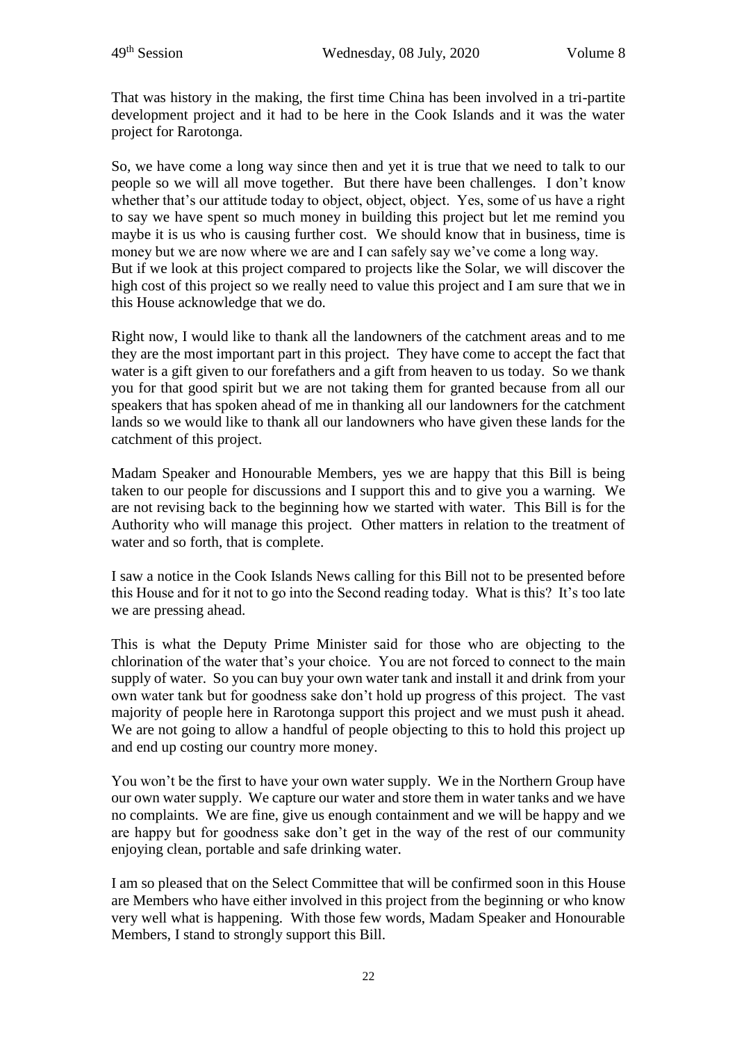That was history in the making, the first time China has been involved in a tri-partite development project and it had to be here in the Cook Islands and it was the water project for Rarotonga.

So, we have come a long way since then and yet it is true that we need to talk to our people so we will all move together. But there have been challenges. I don't know whether that's our attitude today to object, object, object. Yes, some of us have a right to say we have spent so much money in building this project but let me remind you maybe it is us who is causing further cost. We should know that in business, time is money but we are now where we are and I can safely say we've come a long way.
But if we look at this project compared to projects like the Solar, we will discover the high cost of this project so we really need to value this project and I am sure that we in this House acknowledge that we do.

Right now, I would like to thank all the landowners of the catchment areas and to me they are the most important part in this project. They have come to accept the fact that water is a gift given to our forefathers and a gift from heaven to us today. So we thank you for that good spirit but we are not taking them for granted because from all our speakers that has spoken ahead of me in thanking all our landowners for the catchment lands so we would like to thank all our landowners who have given these lands for the catchment of this project.

Madam Speaker and Honourable Members, yes we are happy that this Bill is being taken to our people for discussions and I support this and to give you a warning. We are not revising back to the beginning how we started with water. This Bill is for the Authority who will manage this project. Other matters in relation to the treatment of water and so forth, that is complete.

I saw a notice in the Cook Islands News calling for this Bill not to be presented before this House and for it not to go into the Second reading today. What is this? It's too late we are pressing ahead.

This is what the Deputy Prime Minister said for those who are objecting to the chlorination of the water that's your choice. You are not forced to connect to the main supply of water. So you can buy your own water tank and install it and drink from your own water tank but for goodness sake don't hold up progress of this project. The vast majority of people here in Rarotonga support this project and we must push it ahead. We are not going to allow a handful of people objecting to this to hold this project up and end up costing our country more money.

You won't be the first to have your own water supply. We in the Northern Group have our own water supply. We capture our water and store them in water tanks and we have no complaints. We are fine, give us enough containment and we will be happy and we are happy but for goodness sake don't get in the way of the rest of our community enjoying clean, portable and safe drinking water.

I am so pleased that on the Select Committee that will be confirmed soon in this House are Members who have either involved in this project from the beginning or who know very well what is happening. With those few words, Madam Speaker and Honourable Members, I stand to strongly support this Bill.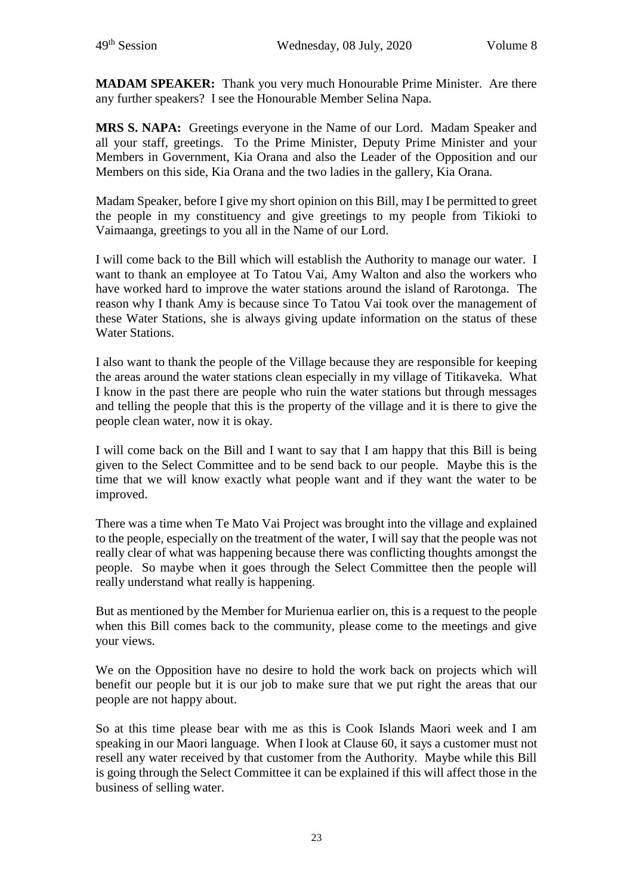**MADAM SPEAKER:** Thank you very much Honourable Prime Minister. Are there any further speakers? I see the Honourable Member Selina Napa.

**MRS S. NAPA:** Greetings everyone in the Name of our Lord. Madam Speaker and all your staff, greetings. To the Prime Minister, Deputy Prime Minister and your Members in Government, Kia Orana and also the Leader of the Opposition and our Members on this side, Kia Orana and the two ladies in the gallery, Kia Orana.

Madam Speaker, before I give my short opinion on this Bill, may I be permitted to greet the people in my constituency and give greetings to my people from Tikioki to Vaimaanga, greetings to you all in the Name of our Lord.

I will come back to the Bill which will establish the Authority to manage our water. I want to thank an employee at To Tatou Vai, Amy Walton and also the workers who have worked hard to improve the water stations around the island of Rarotonga. The reason why I thank Amy is because since To Tatou Vai took over the management of these Water Stations, she is always giving update information on the status of these Water Stations.

I also want to thank the people of the Village because they are responsible for keeping the areas around the water stations clean especially in my village of Titikaveka. What I know in the past there are people who ruin the water stations but through messages and telling the people that this is the property of the village and it is there to give the people clean water, now it is okay.

I will come back on the Bill and I want to say that I am happy that this Bill is being given to the Select Committee and to be send back to our people. Maybe this is the time that we will know exactly what people want and if they want the water to be improved.

There was a time when Te Mato Vai Project was brought into the village and explained to the people, especially on the treatment of the water, I will say that the people was not really clear of what was happening because there was conflicting thoughts amongst the people. So maybe when it goes through the Select Committee then the people will really understand what really is happening.

But as mentioned by the Member for Murienua earlier on, this is a request to the people when this Bill comes back to the community, please come to the meetings and give your views.

We on the Opposition have no desire to hold the work back on projects which will benefit our people but it is our job to make sure that we put right the areas that our people are not happy about.

So at this time please bear with me as this is Cook Islands Maori week and I am speaking in our Maori language. When I look at Clause 60, it says a customer must not resell any water received by that customer from the Authority. Maybe while this Bill is going through the Select Committee it can be explained if this will affect those in the business of selling water.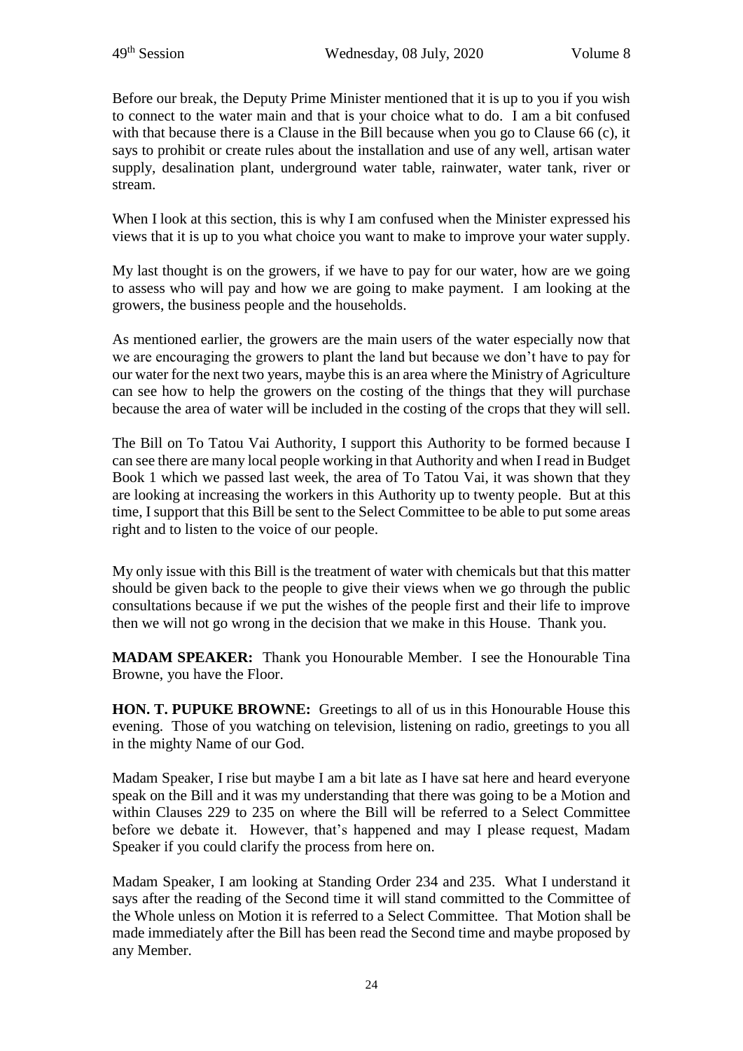Before our break, the Deputy Prime Minister mentioned that it is up to you if you wish to connect to the water main and that is your choice what to do. I am a bit confused with that because there is a Clause in the Bill because when you go to Clause 66 (c), it says to prohibit or create rules about the installation and use of any well, artisan water supply, desalination plant, underground water table, rainwater, water tank, river or stream.

When I look at this section, this is why I am confused when the Minister expressed his views that it is up to you what choice you want to make to improve your water supply.

My last thought is on the growers, if we have to pay for our water, how are we going to assess who will pay and how we are going to make payment. I am looking at the growers, the business people and the households.

As mentioned earlier, the growers are the main users of the water especially now that we are encouraging the growers to plant the land but because we don't have to pay for our water for the next two years, maybe this is an area where the Ministry of Agriculture can see how to help the growers on the costing of the things that they will purchase because the area of water will be included in the costing of the crops that they will sell.

The Bill on To Tatou Vai Authority, I support this Authority to be formed because I can see there are many local people working in that Authority and when I read in Budget Book 1 which we passed last week, the area of To Tatou Vai, it was shown that they are looking at increasing the workers in this Authority up to twenty people. But at this time, I support that this Bill be sent to the Select Committee to be able to put some areas right and to listen to the voice of our people.

My only issue with this Bill is the treatment of water with chemicals but that this matter should be given back to the people to give their views when we go through the public consultations because if we put the wishes of the people first and their life to improve then we will not go wrong in the decision that we make in this House. Thank you.

**MADAM SPEAKER:** Thank you Honourable Member. I see the Honourable Tina Browne, you have the Floor.

**HON. T. PUPUKE BROWNE:** Greetings to all of us in this Honourable House this evening. Those of you watching on television, listening on radio, greetings to you all in the mighty Name of our God.

Madam Speaker, I rise but maybe I am a bit late as I have sat here and heard everyone speak on the Bill and it was my understanding that there was going to be a Motion and within Clauses 229 to 235 on where the Bill will be referred to a Select Committee before we debate it. However, that's happened and may I please request, Madam Speaker if you could clarify the process from here on.

Madam Speaker, I am looking at Standing Order 234 and 235. What I understand it says after the reading of the Second time it will stand committed to the Committee of the Whole unless on Motion it is referred to a Select Committee. That Motion shall be made immediately after the Bill has been read the Second time and maybe proposed by any Member.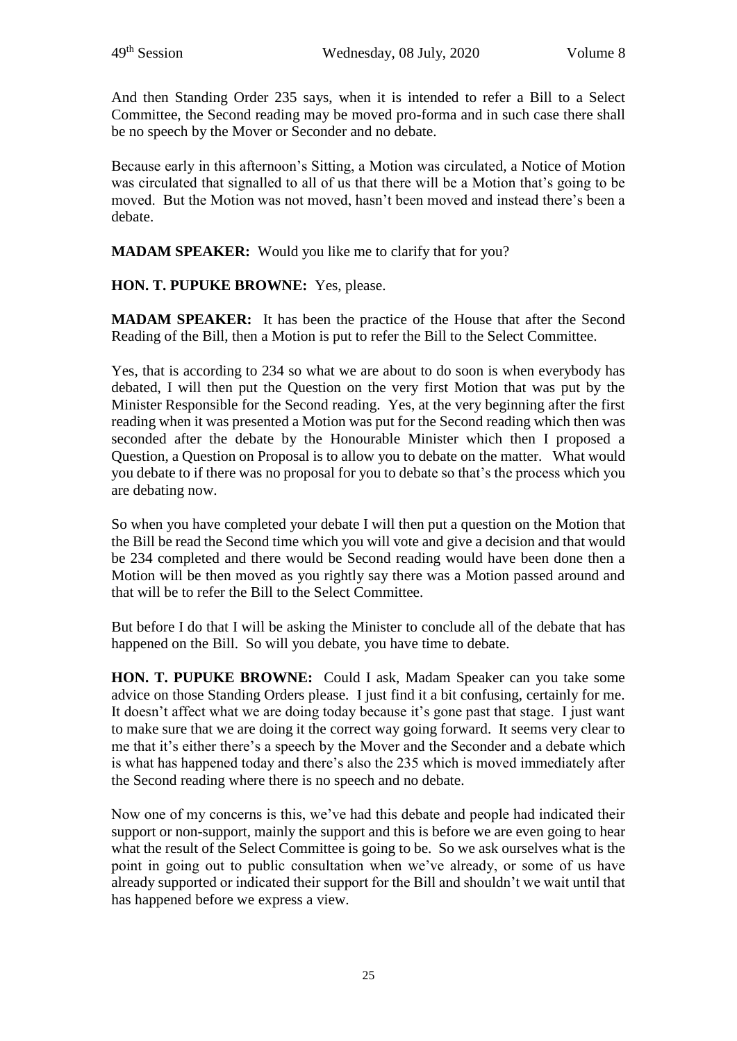And then Standing Order 235 says, when it is intended to refer a Bill to a Select Committee, the Second reading may be moved pro-forma and in such case there shall be no speech by the Mover or Seconder and no debate.

Because early in this afternoon's Sitting, a Motion was circulated, a Notice of Motion was circulated that signalled to all of us that there will be a Motion that's going to be moved. But the Motion was not moved, hasn't been moved and instead there's been a debate.

**MADAM SPEAKER:** Would you like me to clarify that for you?

**HON. T. PUPUKE BROWNE:** Yes, please.

**MADAM SPEAKER:** It has been the practice of the House that after the Second Reading of the Bill, then a Motion is put to refer the Bill to the Select Committee.

Yes, that is according to 234 so what we are about to do soon is when everybody has debated, I will then put the Question on the very first Motion that was put by the Minister Responsible for the Second reading. Yes, at the very beginning after the first reading when it was presented a Motion was put for the Second reading which then was seconded after the debate by the Honourable Minister which then I proposed a Question, a Question on Proposal is to allow you to debate on the matter. What would you debate to if there was no proposal for you to debate so that's the process which you are debating now.

So when you have completed your debate I will then put a question on the Motion that the Bill be read the Second time which you will vote and give a decision and that would be 234 completed and there would be Second reading would have been done then a Motion will be then moved as you rightly say there was a Motion passed around and that will be to refer the Bill to the Select Committee.

But before I do that I will be asking the Minister to conclude all of the debate that has happened on the Bill. So will you debate, you have time to debate.

**HON. T. PUPUKE BROWNE:** Could I ask, Madam Speaker can you take some advice on those Standing Orders please. I just find it a bit confusing, certainly for me. It doesn't affect what we are doing today because it's gone past that stage. I just want to make sure that we are doing it the correct way going forward. It seems very clear to me that it's either there's a speech by the Mover and the Seconder and a debate which is what has happened today and there's also the 235 which is moved immediately after the Second reading where there is no speech and no debate.

Now one of my concerns is this, we've had this debate and people had indicated their support or non-support, mainly the support and this is before we are even going to hear what the result of the Select Committee is going to be. So we ask ourselves what is the point in going out to public consultation when we've already, or some of us have already supported or indicated their support for the Bill and shouldn't we wait until that has happened before we express a view.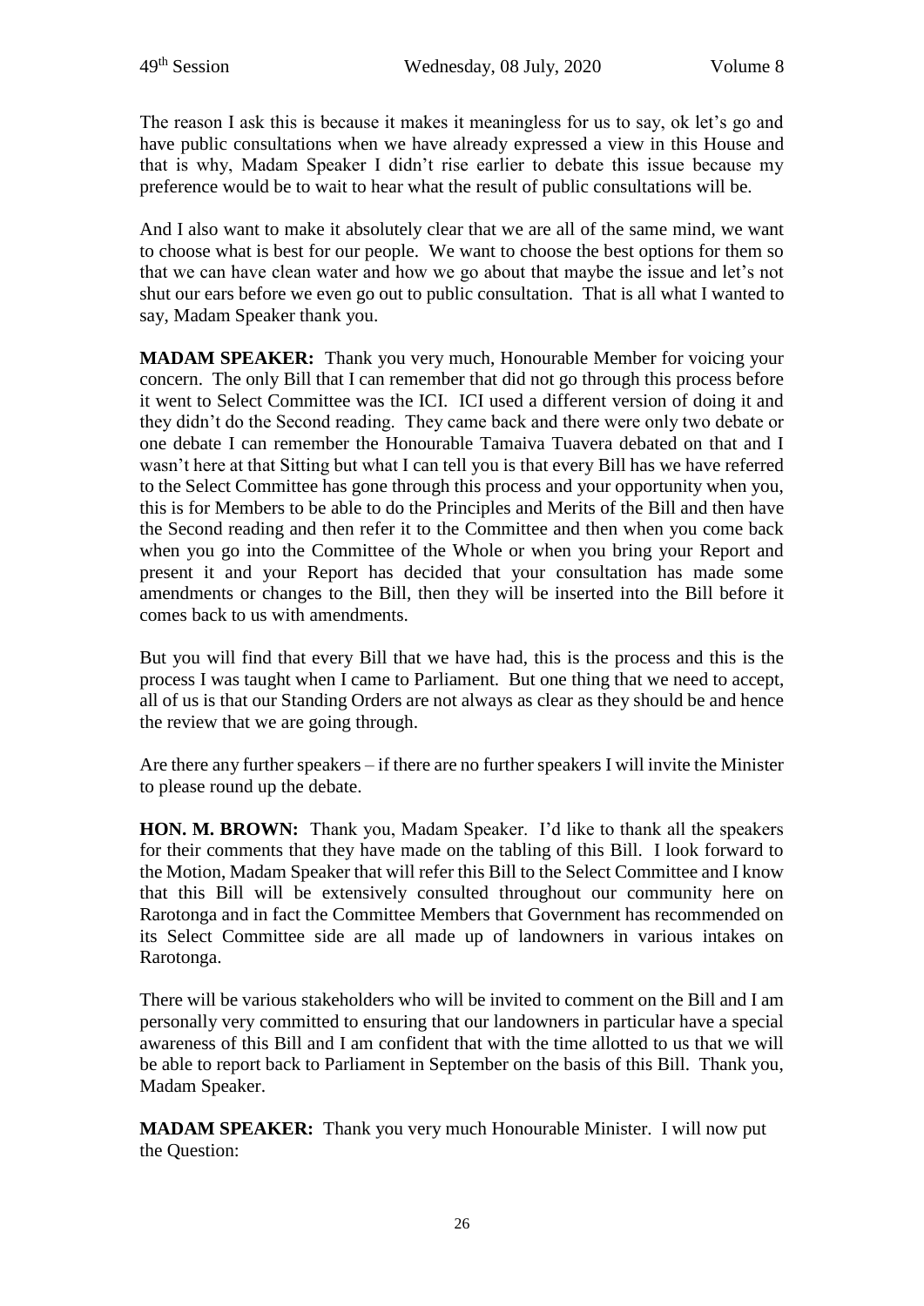The reason I ask this is because it makes it meaningless for us to say, ok let's go and have public consultations when we have already expressed a view in this House and that is why, Madam Speaker I didn't rise earlier to debate this issue because my preference would be to wait to hear what the result of public consultations will be.

And I also want to make it absolutely clear that we are all of the same mind, we want to choose what is best for our people. We want to choose the best options for them so that we can have clean water and how we go about that maybe the issue and let's not shut our ears before we even go out to public consultation. That is all what I wanted to say, Madam Speaker thank you.

**MADAM SPEAKER:** Thank you very much, Honourable Member for voicing your concern. The only Bill that I can remember that did not go through this process before it went to Select Committee was the ICI. ICI used a different version of doing it and they didn't do the Second reading. They came back and there were only two debate or one debate I can remember the Honourable Tamaiva Tuavera debated on that and I wasn't here at that Sitting but what I can tell you is that every Bill has we have referred to the Select Committee has gone through this process and your opportunity when you, this is for Members to be able to do the Principles and Merits of the Bill and then have the Second reading and then refer it to the Committee and then when you come back when you go into the Committee of the Whole or when you bring your Report and present it and your Report has decided that your consultation has made some amendments or changes to the Bill, then they will be inserted into the Bill before it comes back to us with amendments.

But you will find that every Bill that we have had, this is the process and this is the process I was taught when I came to Parliament. But one thing that we need to accept, all of us is that our Standing Orders are not always as clear as they should be and hence the review that we are going through.

Are there any further speakers – if there are no further speakers I will invite the Minister to please round up the debate.

**HON. M. BROWN:** Thank you, Madam Speaker. I'd like to thank all the speakers for their comments that they have made on the tabling of this Bill. I look forward to the Motion, Madam Speaker that will refer this Bill to the Select Committee and I know that this Bill will be extensively consulted throughout our community here on Rarotonga and in fact the Committee Members that Government has recommended on its Select Committee side are all made up of landowners in various intakes on Rarotonga.

There will be various stakeholders who will be invited to comment on the Bill and I am personally very committed to ensuring that our landowners in particular have a special awareness of this Bill and I am confident that with the time allotted to us that we will be able to report back to Parliament in September on the basis of this Bill. Thank you, Madam Speaker.

**MADAM SPEAKER:** Thank you very much Honourable Minister. I will now put the Question: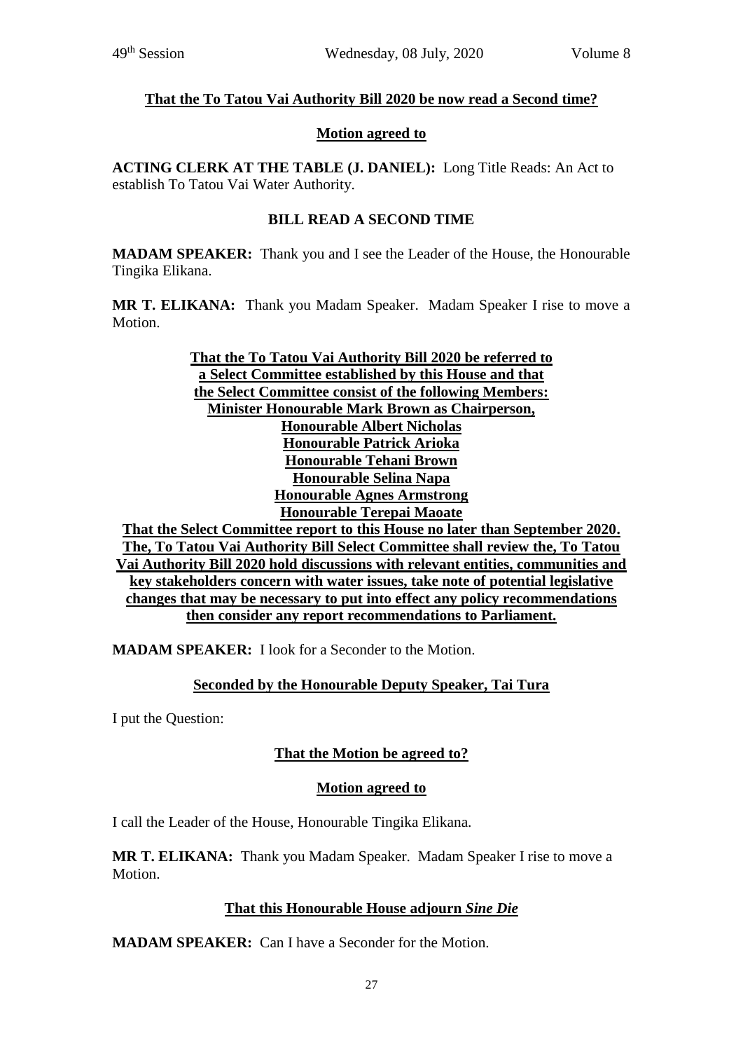**That the To Tatou Vai Authority Bill 2020 be now read a Second time?**

**Motion agreed to**

**ACTING CLERK AT THE TABLE (J. DANIEL):** Long Title Reads: An Act to establish To Tatou Vai Water Authority.

**BILL READ A SECOND TIME**

**MADAM SPEAKER:** Thank you and I see the Leader of the House, the Honourable Tingika Elikana.

**MR T. ELIKANA:** Thank you Madam Speaker. Madam Speaker I rise to move a Motion.

**That the To Tatou Vai Authority Bill 2020 be referred to a Select Committee established by this House and that the Select Committee consist of the following Members:**
**Minister Honourable Mark Brown as Chairperson,**
**Honourable Albert Nicholas**
**Honourable Patrick Arioka**
**Honourable Tehani Brown**
**Honourable Selina Napa**
**Honourable Agnes Armstrong**
**Honourable Terepai Maoate**
**That the Select Committee report to this House no later than September 2020. The, To Tatou Vai Authority Bill Select Committee shall review the, To Tatou Vai Authority Bill 2020 hold discussions with relevant entities, communities and key stakeholders concern with water issues, take note of potential legislative changes that may be necessary to put into effect any policy recommendations then consider any report recommendations to Parliament.**

**MADAM SPEAKER:** I look for a Seconder to the Motion.

**Seconded by the Honourable Deputy Speaker, Tai Tura**

I put the Question:

**That the Motion be agreed to?**

**Motion agreed to**

I call the Leader of the House, Honourable Tingika Elikana.

**MR T. ELIKANA:** Thank you Madam Speaker. Madam Speaker I rise to move a Motion.

**That this Honourable House adjourn *Sine Die***

**MADAM SPEAKER:** Can I have a Seconder for the Motion.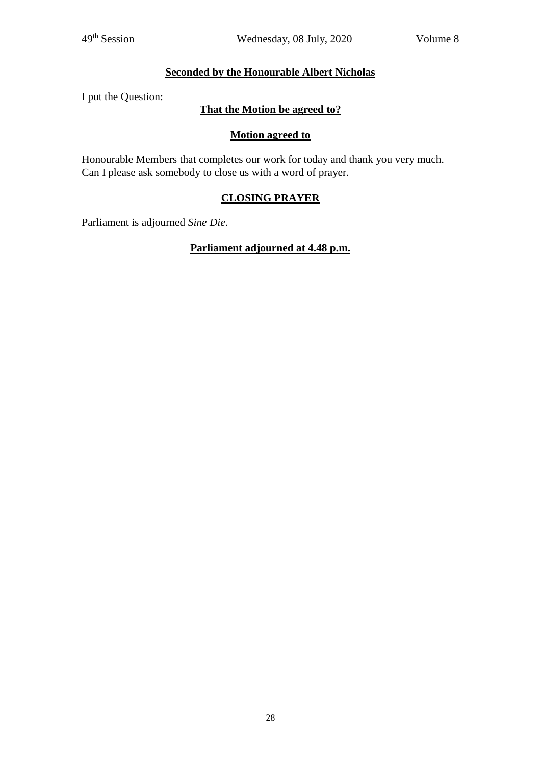**Seconded by the Honourable Albert Nicholas**

I put the Question:

**That the Motion be agreed to?**

**Motion agreed to**

Honourable Members that completes our work for today and thank you very much. Can I please ask somebody to close us with a word of prayer.

**CLOSING PRAYER**

Parliament is adjourned *Sine Die*.

**Parliament adjourned at 4.48 p.m.**